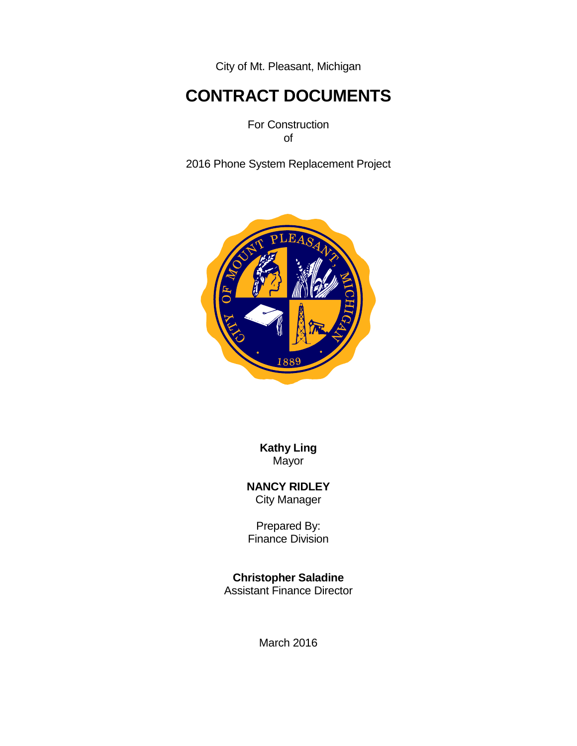City of Mt. Pleasant, Michigan

# CONTRACT DOCUMENTS

For Construction
of

2016 Phone System Replacement Project

**Kathy Ling**
Mayor

**NANCY RIDLEY**
City Manager

Prepared By:
Finance Division

**Christopher Saladine**
Assistant Finance Director

March 2016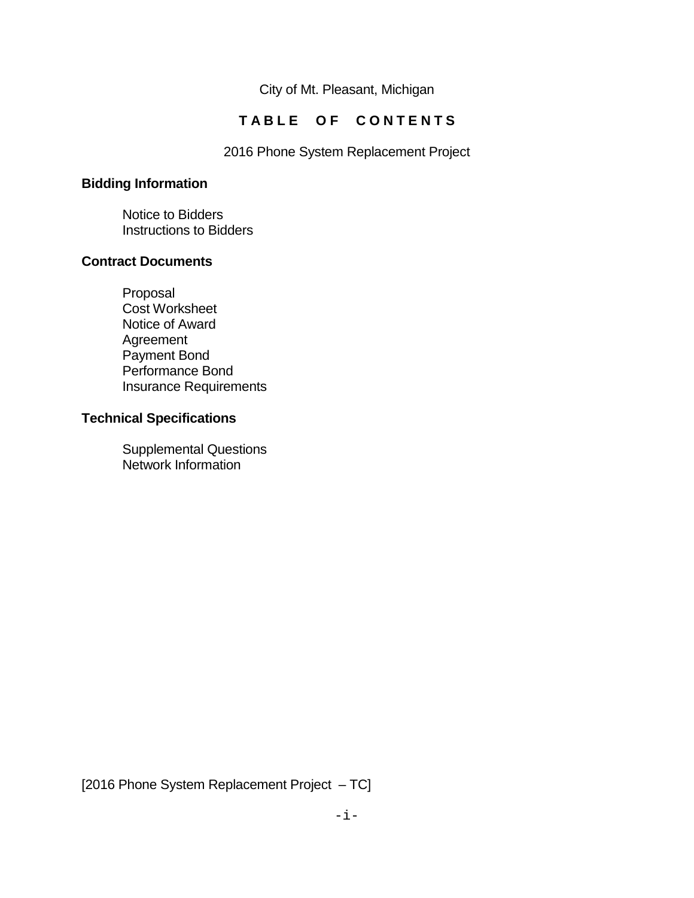City of Mt. Pleasant, Michigan

# TABLE OF CONTENTS

2016 Phone System Replacement Project

**Bidding Information**

- Notice to Bidders
- Instructions to Bidders

**Contract Documents**

- Proposal
- Cost Worksheet
- Notice of Award
- Agreement
- Payment Bond
- Performance Bond
- Insurance Requirements

**Technical Specifications**

- Supplemental Questions
- Network Information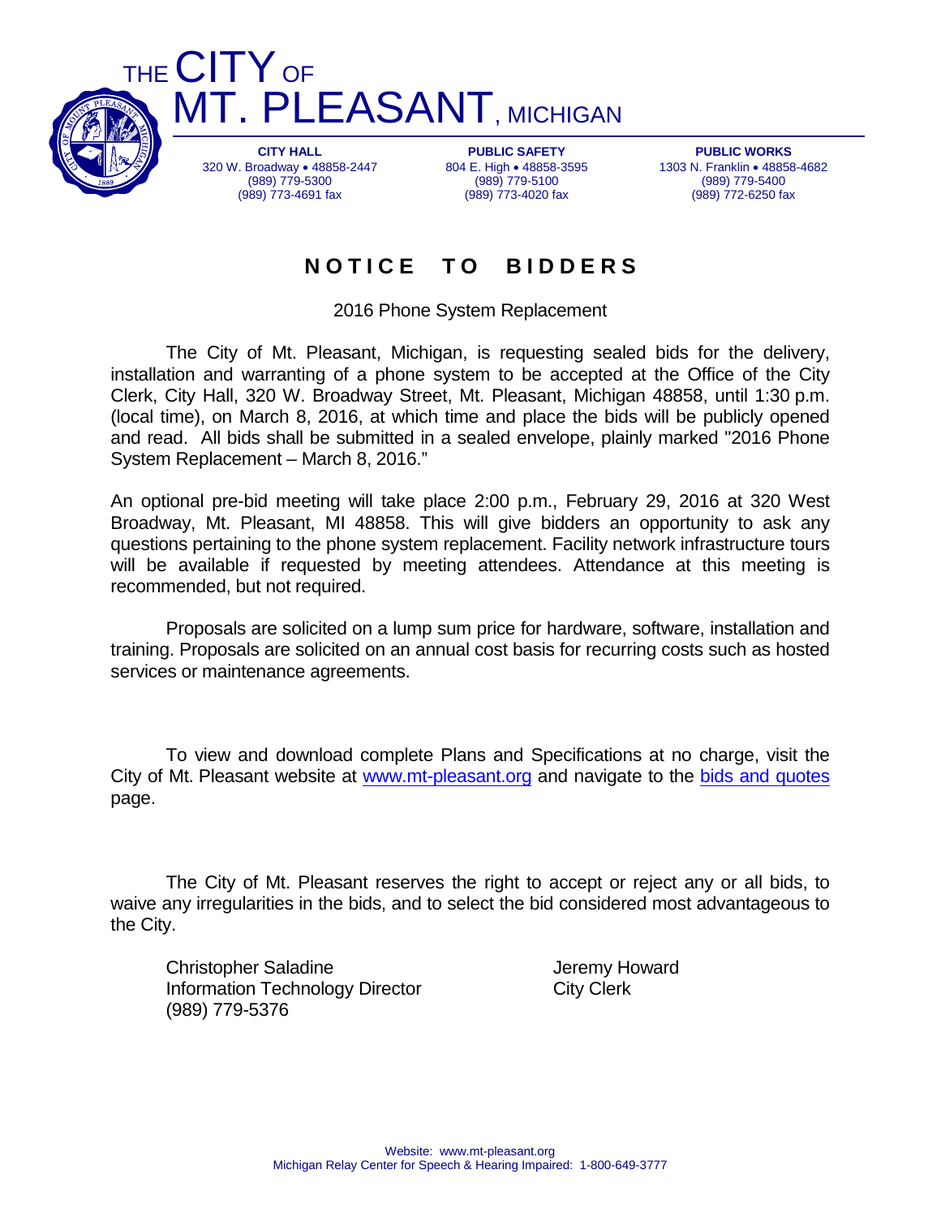# THE CITY OF MT. PLEASANT, MICHIGAN

**CITY HALL**
320 W. Broadway • 48858-2447
(989) 779-5300
(989) 773-4691 fax

**PUBLIC SAFETY**
804 E. High • 48858-3595
(989) 779-5100
(989) 773-4020 fax

**PUBLIC WORKS**
1303 N. Franklin • 48858-4682
(989) 779-5400
(989) 772-6250 fax

## NOTICE TO BIDDERS

2016 Phone System Replacement

The City of Mt. Pleasant, Michigan, is requesting sealed bids for the delivery, installation and warranting of a phone system to be accepted at the Office of the City Clerk, City Hall, 320 W. Broadway Street, Mt. Pleasant, Michigan 48858, until 1:30 p.m. (local time), on March 8, 2016, at which time and place the bids will be publicly opened and read. All bids shall be submitted in a sealed envelope, plainly marked "2016 Phone System Replacement – March 8, 2016."

An optional pre-bid meeting will take place 2:00 p.m., February 29, 2016 at 320 West Broadway, Mt. Pleasant, MI 48858. This will give bidders an opportunity to ask any questions pertaining to the phone system replacement. Facility network infrastructure tours will be available if requested by meeting attendees. Attendance at this meeting is recommended, but not required.

Proposals are solicited on a lump sum price for hardware, software, installation and training. Proposals are solicited on an annual cost basis for recurring costs such as hosted services or maintenance agreements.

To view and download complete Plans and Specifications at no charge, visit the City of Mt. Pleasant website at www.mt-pleasant.org and navigate to the bids and quotes page.

The City of Mt. Pleasant reserves the right to accept or reject any or all bids, to waive any irregularities in the bids, and to select the bid considered most advantageous to the City.

Christopher Saladine
Information Technology Director
(989) 779-5376

Jeremy Howard
City Clerk

Website: www.mt-pleasant.org
Michigan Relay Center for Speech & Hearing Impaired: 1-800-649-3777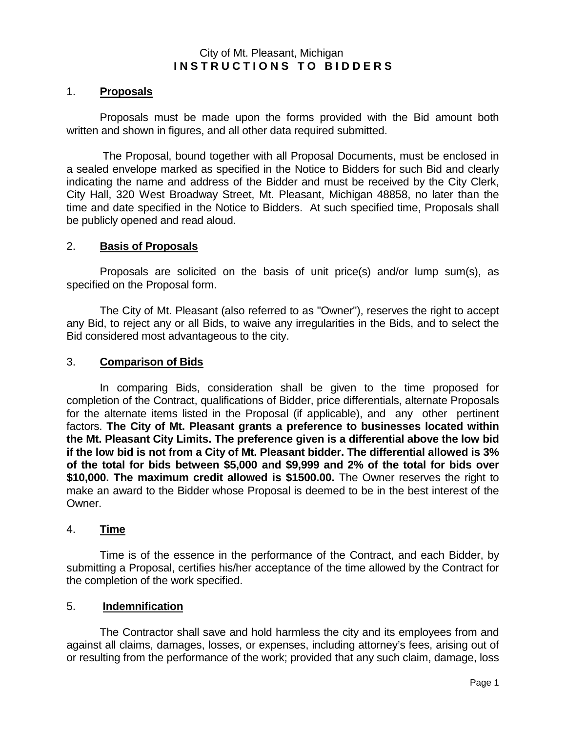City of Mt. Pleasant, Michigan

# INSTRUCTIONS TO BIDDERS

## 1. **Proposals**

Proposals must be made upon the forms provided with the Bid amount both written and shown in figures, and all other data required submitted.

The Proposal, bound together with all Proposal Documents, must be enclosed in a sealed envelope marked as specified in the Notice to Bidders for such Bid and clearly indicating the name and address of the Bidder and must be received by the City Clerk, City Hall, 320 West Broadway Street, Mt. Pleasant, Michigan 48858, no later than the time and date specified in the Notice to Bidders. At such specified time, Proposals shall be publicly opened and read aloud.

## 2. **Basis of Proposals**

Proposals are solicited on the basis of unit price(s) and/or lump sum(s), as specified on the Proposal form.

The City of Mt. Pleasant (also referred to as "Owner"), reserves the right to accept any Bid, to reject any or all Bids, to waive any irregularities in the Bids, and to select the Bid considered most advantageous to the city.

## 3. **Comparison of Bids**

In comparing Bids, consideration shall be given to the time proposed for completion of the Contract, qualifications of Bidder, price differentials, alternate Proposals for the alternate items listed in the Proposal (if applicable), and any other pertinent factors. **The City of Mt. Pleasant grants a preference to businesses located within the Mt. Pleasant City Limits. The preference given is a differential above the low bid if the low bid is not from a City of Mt. Pleasant bidder. The differential allowed is 3% of the total for bids between $5,000 and $9,999 and 2% of the total for bids over $10,000. The maximum credit allowed is $1500.00.** The Owner reserves the right to make an award to the Bidder whose Proposal is deemed to be in the best interest of the Owner.

## 4. **Time**

Time is of the essence in the performance of the Contract, and each Bidder, by submitting a Proposal, certifies his/her acceptance of the time allowed by the Contract for the completion of the work specified.

## 5. **Indemnification**

The Contractor shall save and hold harmless the city and its employees from and against all claims, damages, losses, or expenses, including attorney's fees, arising out of or resulting from the performance of the work; provided that any such claim, damage, loss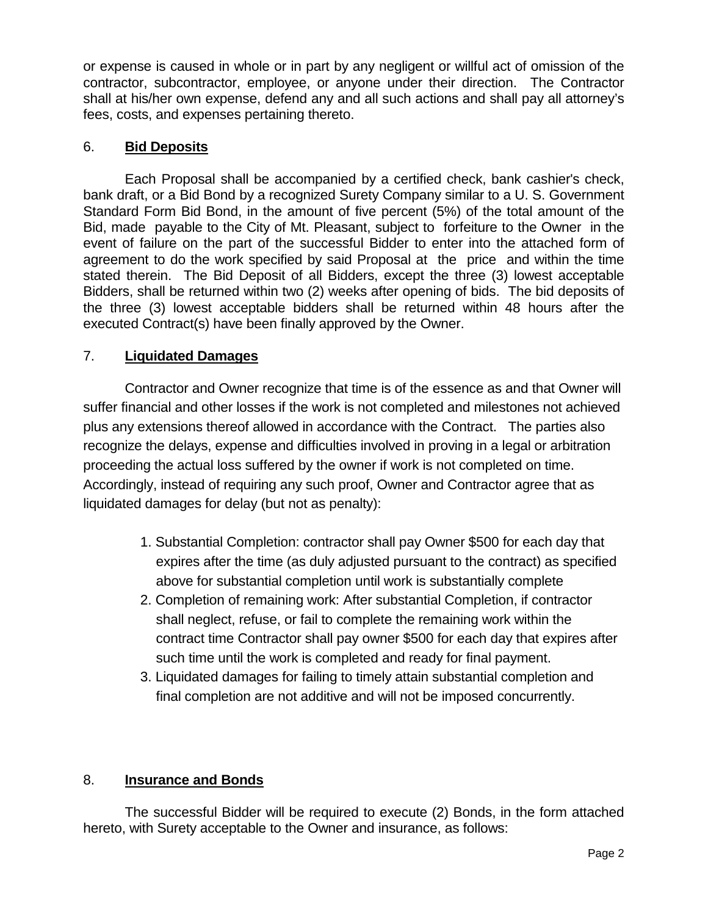or expense is caused in whole or in part by any negligent or willful act of omission of the contractor, subcontractor, employee, or anyone under their direction. The Contractor shall at his/her own expense, defend any and all such actions and shall pay all attorney's fees, costs, and expenses pertaining thereto.

6. **Bid Deposits**

Each Proposal shall be accompanied by a certified check, bank cashier's check, bank draft, or a Bid Bond by a recognized Surety Company similar to a U. S. Government Standard Form Bid Bond, in the amount of five percent (5%) of the total amount of the Bid, made payable to the City of Mt. Pleasant, subject to forfeiture to the Owner in the event of failure on the part of the successful Bidder to enter into the attached form of agreement to do the work specified by said Proposal at the price and within the time stated therein. The Bid Deposit of all Bidders, except the three (3) lowest acceptable Bidders, shall be returned within two (2) weeks after opening of bids. The bid deposits of the three (3) lowest acceptable bidders shall be returned within 48 hours after the executed Contract(s) have been finally approved by the Owner.

7. **Liquidated Damages**

Contractor and Owner recognize that time is of the essence as and that Owner will suffer financial and other losses if the work is not completed and milestones not achieved plus any extensions thereof allowed in accordance with the Contract. The parties also recognize the delays, expense and difficulties involved in proving in a legal or arbitration proceeding the actual loss suffered by the owner if work is not completed on time. Accordingly, instead of requiring any such proof, Owner and Contractor agree that as liquidated damages for delay (but not as penalty):

1. Substantial Completion: contractor shall pay Owner $500 for each day that expires after the time (as duly adjusted pursuant to the contract) as specified above for substantial completion until work is substantially complete
2. Completion of remaining work: After substantial Completion, if contractor shall neglect, refuse, or fail to complete the remaining work within the contract time Contractor shall pay owner $500 for each day that expires after such time until the work is completed and ready for final payment.
3. Liquidated damages for failing to timely attain substantial completion and final completion are not additive and will not be imposed concurrently.

8. **Insurance and Bonds**

The successful Bidder will be required to execute (2) Bonds, in the form attached hereto, with Surety acceptable to the Owner and insurance, as follows: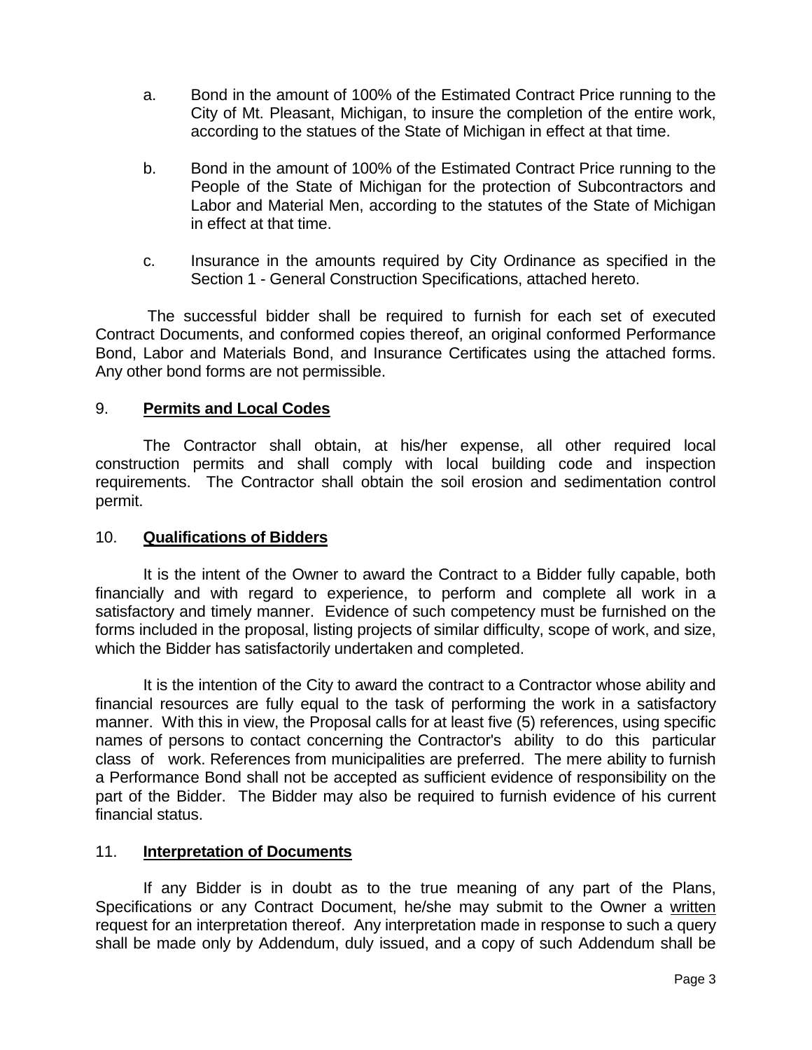a. Bond in the amount of 100% of the Estimated Contract Price running to the City of Mt. Pleasant, Michigan, to insure the completion of the entire work, according to the statues of the State of Michigan in effect at that time.

b. Bond in the amount of 100% of the Estimated Contract Price running to the People of the State of Michigan for the protection of Subcontractors and Labor and Material Men, according to the statutes of the State of Michigan in effect at that time.

c. Insurance in the amounts required by City Ordinance as specified in the Section 1 - General Construction Specifications, attached hereto.

The successful bidder shall be required to furnish for each set of executed Contract Documents, and conformed copies thereof, an original conformed Performance Bond, Labor and Materials Bond, and Insurance Certificates using the attached forms. Any other bond forms are not permissible.

9. **Permits and Local Codes**

The Contractor shall obtain, at his/her expense, all other required local construction permits and shall comply with local building code and inspection requirements. The Contractor shall obtain the soil erosion and sedimentation control permit.

10. **Qualifications of Bidders**

It is the intent of the Owner to award the Contract to a Bidder fully capable, both financially and with regard to experience, to perform and complete all work in a satisfactory and timely manner. Evidence of such competency must be furnished on the forms included in the proposal, listing projects of similar difficulty, scope of work, and size, which the Bidder has satisfactorily undertaken and completed.

It is the intention of the City to award the contract to a Contractor whose ability and financial resources are fully equal to the task of performing the work in a satisfactory manner. With this in view, the Proposal calls for at least five (5) references, using specific names of persons to contact concerning the Contractor's ability to do this particular class of work. References from municipalities are preferred. The mere ability to furnish a Performance Bond shall not be accepted as sufficient evidence of responsibility on the part of the Bidder. The Bidder may also be required to furnish evidence of his current financial status.

11. **Interpretation of Documents**

If any Bidder is in doubt as to the true meaning of any part of the Plans, Specifications or any Contract Document, he/she may submit to the Owner a written request for an interpretation thereof. Any interpretation made in response to such a query shall be made only by Addendum, duly issued, and a copy of such Addendum shall be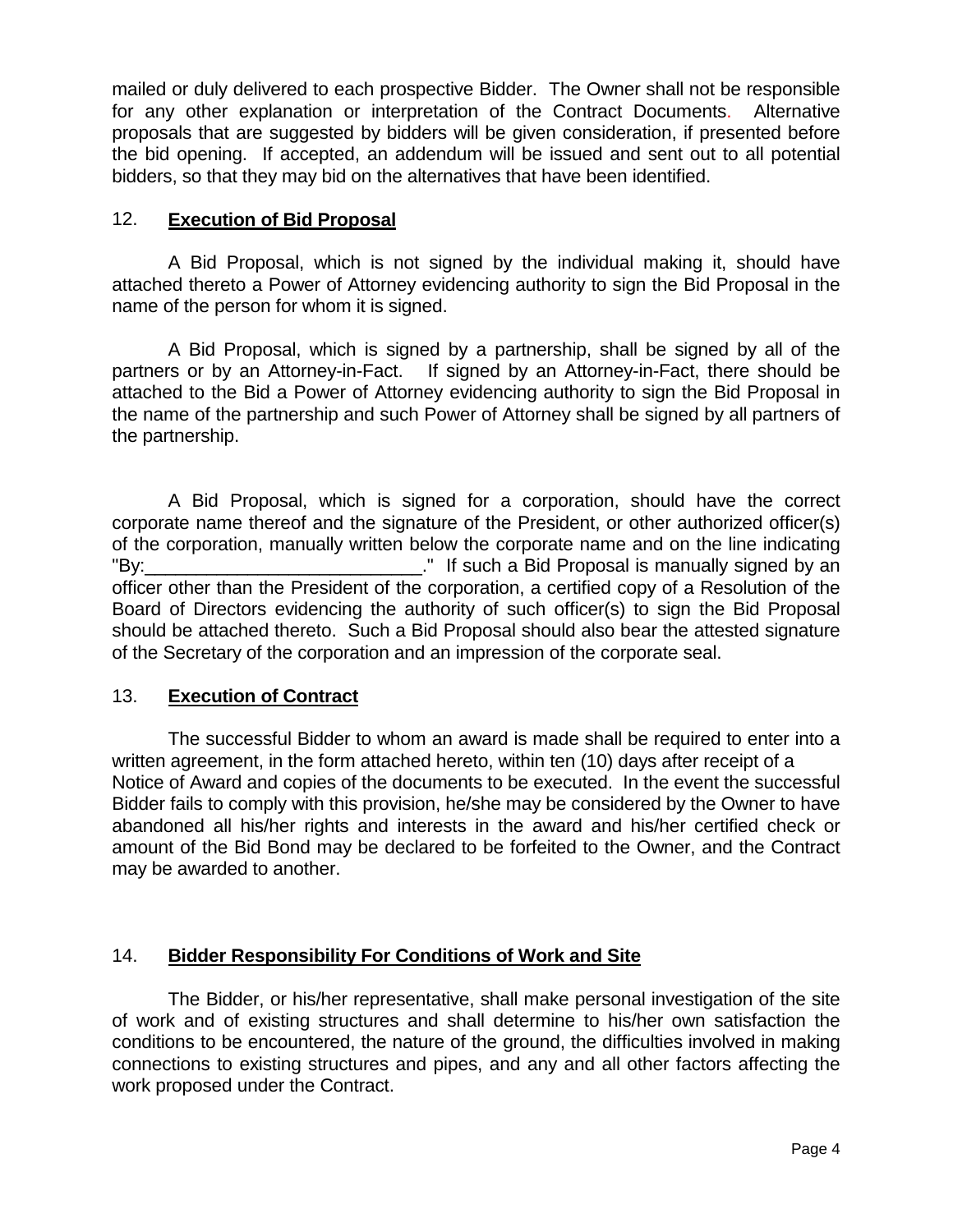mailed or duly delivered to each prospective Bidder. The Owner shall not be responsible for any other explanation or interpretation of the Contract Documents. Alternative proposals that are suggested by bidders will be given consideration, if presented before the bid opening. If accepted, an addendum will be issued and sent out to all potential bidders, so that they may bid on the alternatives that have been identified.

## 12. **Execution of Bid Proposal**

A Bid Proposal, which is not signed by the individual making it, should have attached thereto a Power of Attorney evidencing authority to sign the Bid Proposal in the name of the person for whom it is signed.

A Bid Proposal, which is signed by a partnership, shall be signed by all of the partners or by an Attorney-in-Fact. If signed by an Attorney-in-Fact, there should be attached to the Bid a Power of Attorney evidencing authority to sign the Bid Proposal in the name of the partnership and such Power of Attorney shall be signed by all partners of the partnership.

A Bid Proposal, which is signed for a corporation, should have the correct corporate name thereof and the signature of the President, or other authorized officer(s) of the corporation, manually written below the corporate name and on the line indicating "By:___________________________." If such a Bid Proposal is manually signed by an officer other than the President of the corporation, a certified copy of a Resolution of the Board of Directors evidencing the authority of such officer(s) to sign the Bid Proposal should be attached thereto. Such a Bid Proposal should also bear the attested signature of the Secretary of the corporation and an impression of the corporate seal.

## 13. **Execution of Contract**

The successful Bidder to whom an award is made shall be required to enter into a written agreement, in the form attached hereto, within ten (10) days after receipt of a Notice of Award and copies of the documents to be executed. In the event the successful Bidder fails to comply with this provision, he/she may be considered by the Owner to have abandoned all his/her rights and interests in the award and his/her certified check or amount of the Bid Bond may be declared to be forfeited to the Owner, and the Contract may be awarded to another.

## 14. **Bidder Responsibility For Conditions of Work and Site**

The Bidder, or his/her representative, shall make personal investigation of the site of work and of existing structures and shall determine to his/her own satisfaction the conditions to be encountered, the nature of the ground, the difficulties involved in making connections to existing structures and pipes, and any and all other factors affecting the work proposed under the Contract.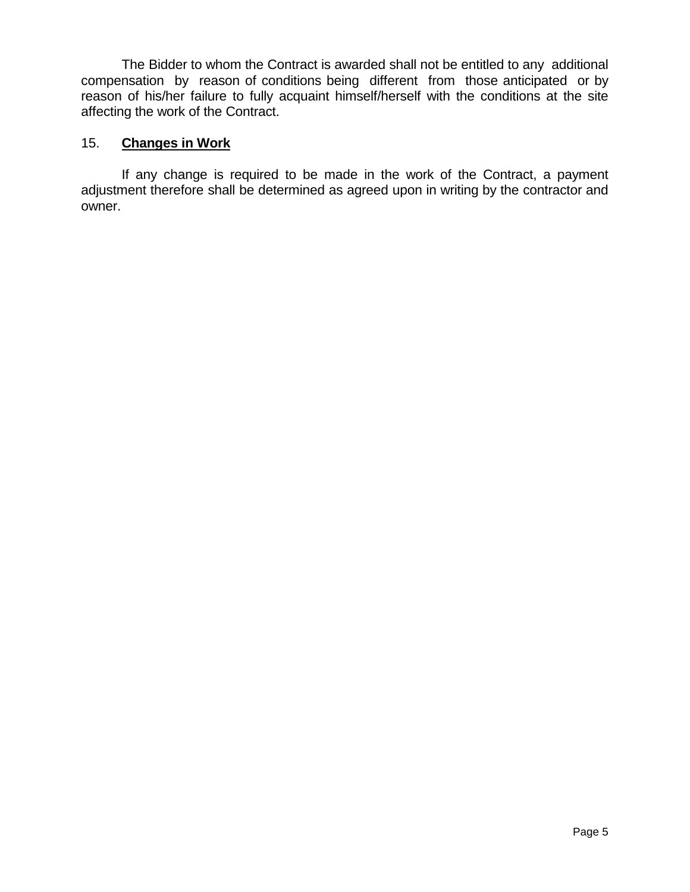The Bidder to whom the Contract is awarded shall not be entitled to any additional compensation by reason of conditions being different from those anticipated or by reason of his/her failure to fully acquaint himself/herself with the conditions at the site affecting the work of the Contract.

## 15. **Changes in Work**

If any change is required to be made in the work of the Contract, a payment adjustment therefore shall be determined as agreed upon in writing by the contractor and owner.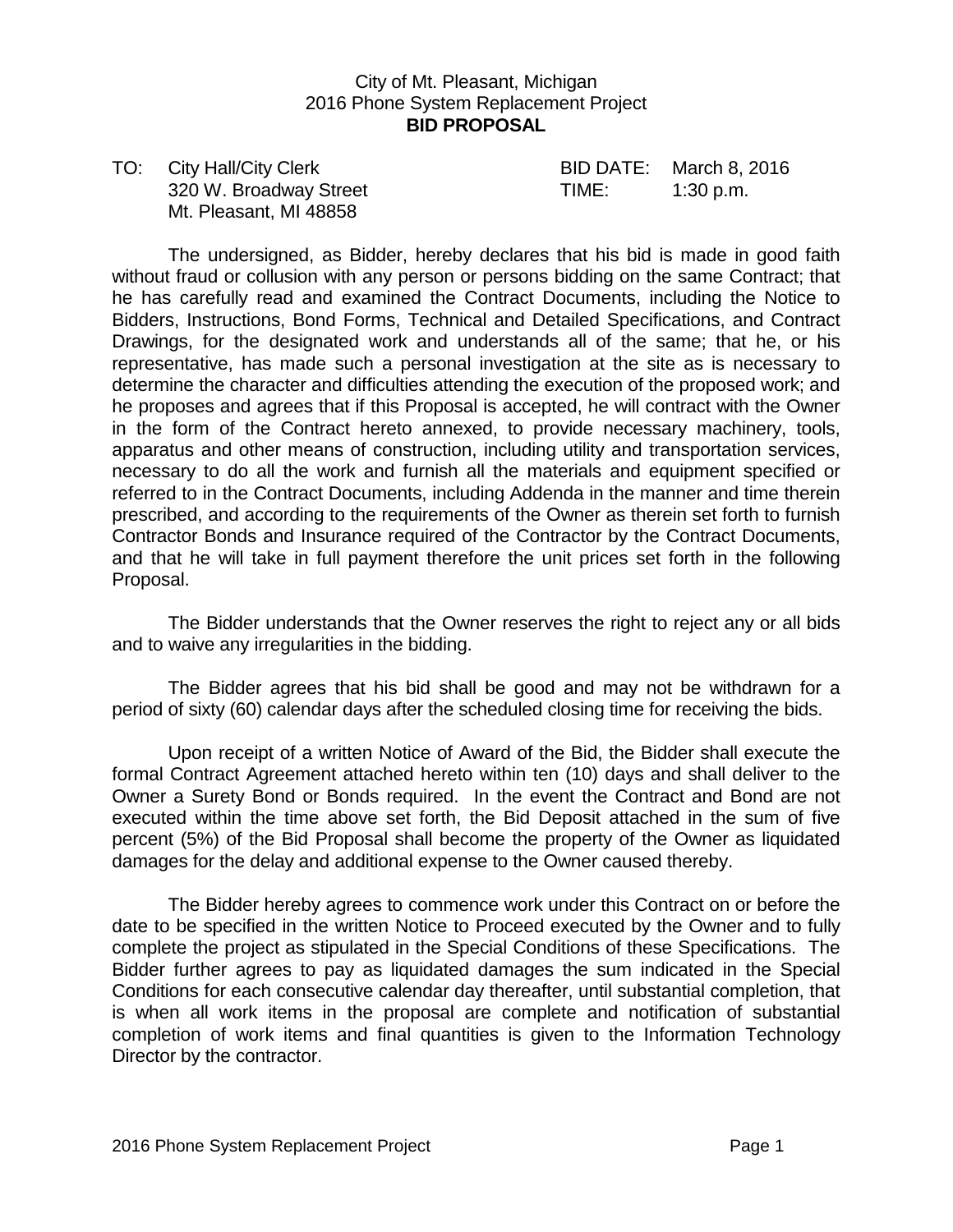City of Mt. Pleasant, Michigan
2016 Phone System Replacement Project
**BID PROPOSAL**

TO: City Hall/City Clerk
320 W. Broadway Street
Mt. Pleasant, MI 48858

BID DATE: March 8, 2016
TIME: 1:30 p.m.

The undersigned, as Bidder, hereby declares that his bid is made in good faith without fraud or collusion with any person or persons bidding on the same Contract; that he has carefully read and examined the Contract Documents, including the Notice to Bidders, Instructions, Bond Forms, Technical and Detailed Specifications, and Contract Drawings, for the designated work and understands all of the same; that he, or his representative, has made such a personal investigation at the site as is necessary to determine the character and difficulties attending the execution of the proposed work; and he proposes and agrees that if this Proposal is accepted, he will contract with the Owner in the form of the Contract hereto annexed, to provide necessary machinery, tools, apparatus and other means of construction, including utility and transportation services, necessary to do all the work and furnish all the materials and equipment specified or referred to in the Contract Documents, including Addenda in the manner and time therein prescribed, and according to the requirements of the Owner as therein set forth to furnish Contractor Bonds and Insurance required of the Contractor by the Contract Documents, and that he will take in full payment therefore the unit prices set forth in the following Proposal.

The Bidder understands that the Owner reserves the right to reject any or all bids and to waive any irregularities in the bidding.

The Bidder agrees that his bid shall be good and may not be withdrawn for a period of sixty (60) calendar days after the scheduled closing time for receiving the bids.

Upon receipt of a written Notice of Award of the Bid, the Bidder shall execute the formal Contract Agreement attached hereto within ten (10) days and shall deliver to the Owner a Surety Bond or Bonds required. In the event the Contract and Bond are not executed within the time above set forth, the Bid Deposit attached in the sum of five percent (5%) of the Bid Proposal shall become the property of the Owner as liquidated damages for the delay and additional expense to the Owner caused thereby.

The Bidder hereby agrees to commence work under this Contract on or before the date to be specified in the written Notice to Proceed executed by the Owner and to fully complete the project as stipulated in the Special Conditions of these Specifications. The Bidder further agrees to pay as liquidated damages the sum indicated in the Special Conditions for each consecutive calendar day thereafter, until substantial completion, that is when all work items in the proposal are complete and notification of substantial completion of work items and final quantities is given to the Information Technology Director by the contractor.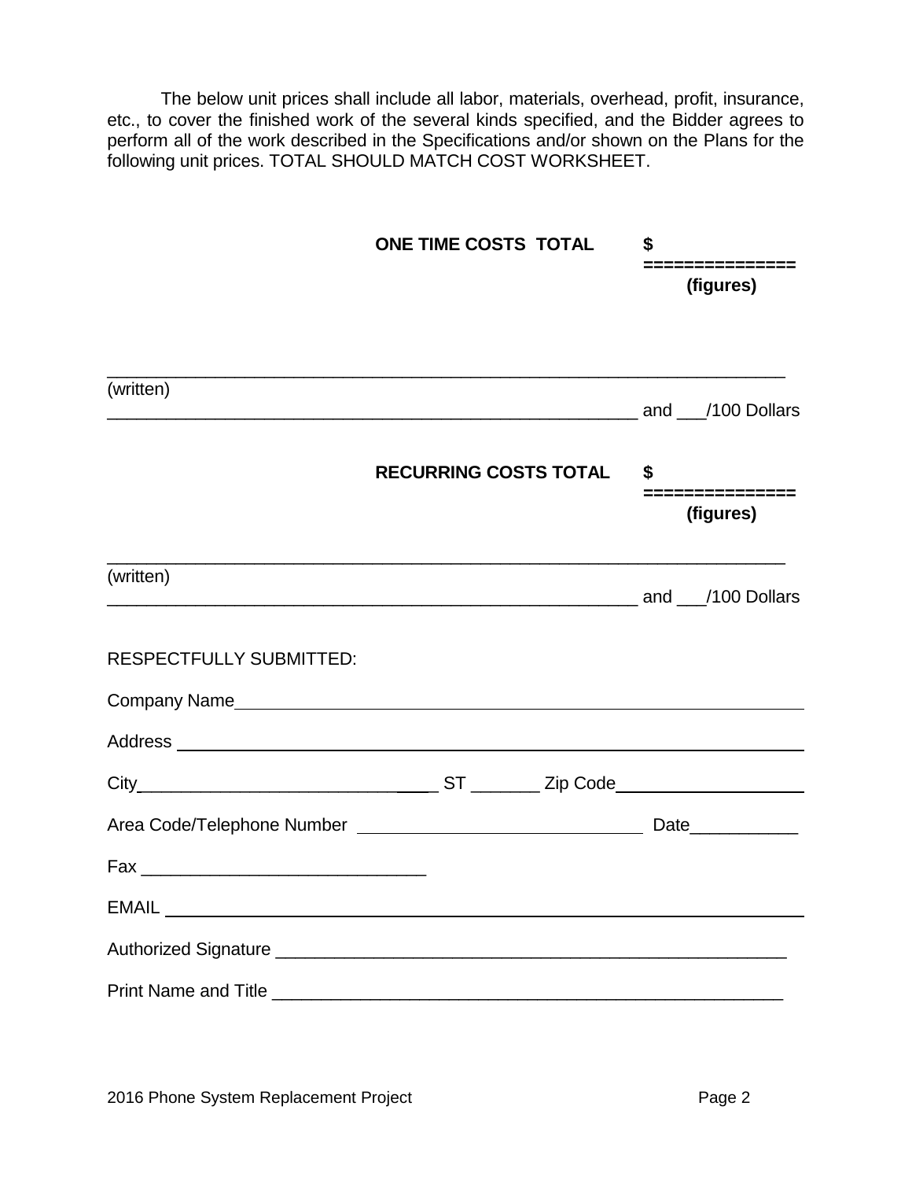The below unit prices shall include all labor, materials, overhead, profit, insurance, etc., to cover the finished work of the several kinds specified, and the Bidder agrees to perform all of the work described in the Specifications and/or shown on the Plans for the following unit prices. TOTAL SHOULD MATCH COST WORKSHEET.

**ONE TIME COSTS TOTAL** **$**
**===============**
**(figures)**

______________________________________________________________________
(written)
_______________________________________________________________ and ___/100 Dollars

**RECURRING COSTS TOTAL** **$**
**===============**
**(figures)**

______________________________________________________________________
(written)
_______________________________________________________________ and ___/100 Dollars

RESPECTFULLY SUBMITTED:

Company Name______________________________________________________________

Address __________________________________________________________________

City_______________________________ ST _______ Zip Code____________________

Area Code/Telephone Number ______________________________ Date___________

Fax _____________________________

EMAIL ____________________________________________________________________

Authorized Signature _______________________________________________________

Print Name and Title _______________________________________________________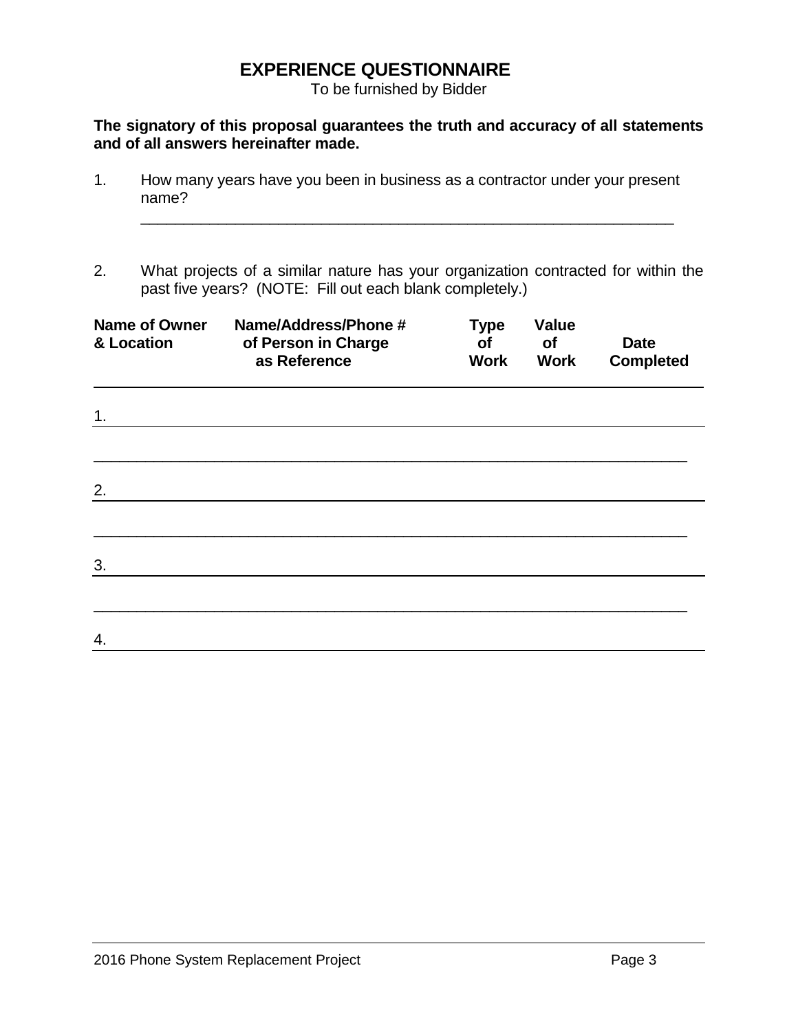# EXPERIENCE QUESTIONNAIRE

To be furnished by Bidder

**The signatory of this proposal guarantees the truth and accuracy of all statements and of all answers hereinafter made.**

1. How many years have you been in business as a contractor under your present name?

   ______________________________________________________________

2. What projects of a similar nature has your organization contracted for within the past five years? (NOTE: Fill out each blank completely.)

| Name of Owner & Location | Name/Address/Phone # of Person in Charge as Reference | Type of Work | Value of Work | Date Completed |
|---|---|---|---|---|
| 1. | | | | |
| | | | | |
| 2. | | | | |
| | | | | |
| 3. | | | | |
| | | | | |
| 4. | | | | |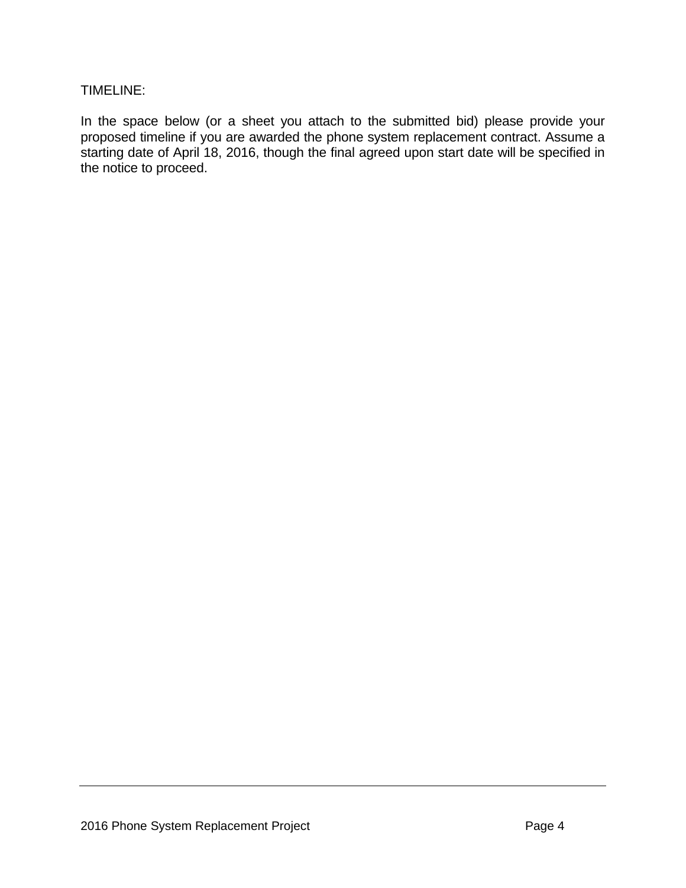TIMELINE:

In the space below (or a sheet you attach to the submitted bid) please provide your proposed timeline if you are awarded the phone system replacement contract. Assume a starting date of April 18, 2016, though the final agreed upon start date will be specified in the notice to proceed.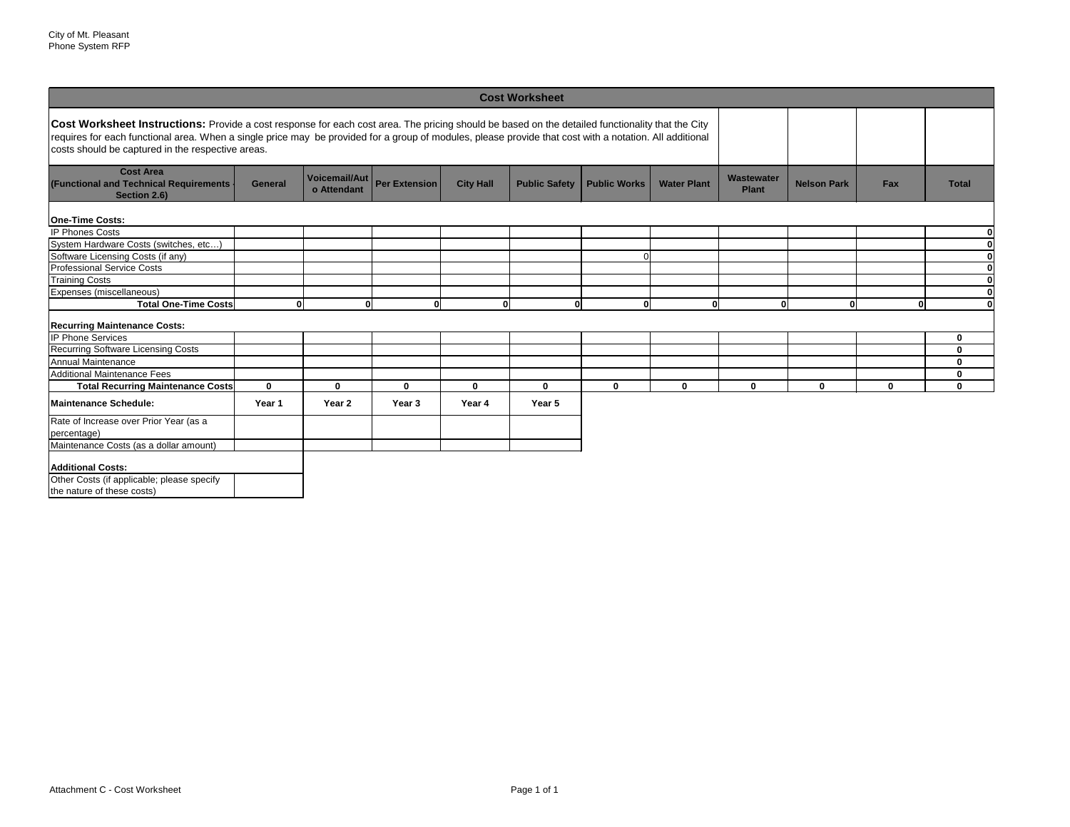City of Mt. Pleasant
Phone System RFP

| Cost Worksheet | | | | | | | | | | | |
|---|---|---|---|---|---|---|---|---|---|---|---|
| **Cost Worksheet Instructions:** Provide a cost response for each cost area. The pricing should be based on the detailed functionality that the City requires for each functional area. When a single price may be provided for a group of modules, please provide that cost with a notation. All additional costs should be captured in the respective areas. | | | | | | | | | | | |
| **Cost Area (Functional and Technical Requirements - Section 2.6)** | **General** | **Voicemail/Auto Attendant** | **Per Extension** | **City Hall** | **Public Safety** | **Public Works** | **Water Plant** | **Wastewater Plant** | **Nelson Park** | **Fax** | **Total** |
| **One-Time Costs:** | | | | | | | | | | | |
| IP Phones Costs | | | | | | | | | | | 0 |
| System Hardware Costs (switches, etc…) | | | | | | | | | | | 0 |
| Software Licensing Costs (if any) | | | | | | 0 | | | | | 0 |
| Professional Service Costs | | | | | | | | | | | 0 |
| Training Costs | | | | | | | | | | | 0 |
| Expenses (miscellaneous) | | | | | | | | | | | 0 |
| **Total One-Time Costs** | 0 | 0 | 0 | 0 | 0 | 0 | 0 | 0 | 0 | 0 | 0 |
| **Recurring Maintenance Costs:** | | | | | | | | | | | |
| IP Phone Services | | | | | | | | | | | 0 |
| Recurring Software Licensing Costs | | | | | | | | | | | 0 |
| Annual Maintenance | | | | | | | | | | | 0 |
| Additional Maintenance Fees | | | | | | | | | | | 0 |
| **Total Recurring Maintenance Costs** | 0 | 0 | 0 | 0 | 0 | 0 | 0 | 0 | 0 | 0 | 0 |
| **Maintenance Schedule:** | **Year 1** | **Year 2** | **Year 3** | **Year 4** | **Year 5** | | | | | | |
| Rate of Increase over Prior Year (as a percentage) | | | | | | | | | | | |
| Maintenance Costs (as a dollar amount) | | | | | | | | | | | |
| **Additional Costs:** | | | | | | | | | | | |
| Other Costs (if applicable; please specify the nature of these costs) | | | | | | | | | | | |

Attachment C - Cost Worksheet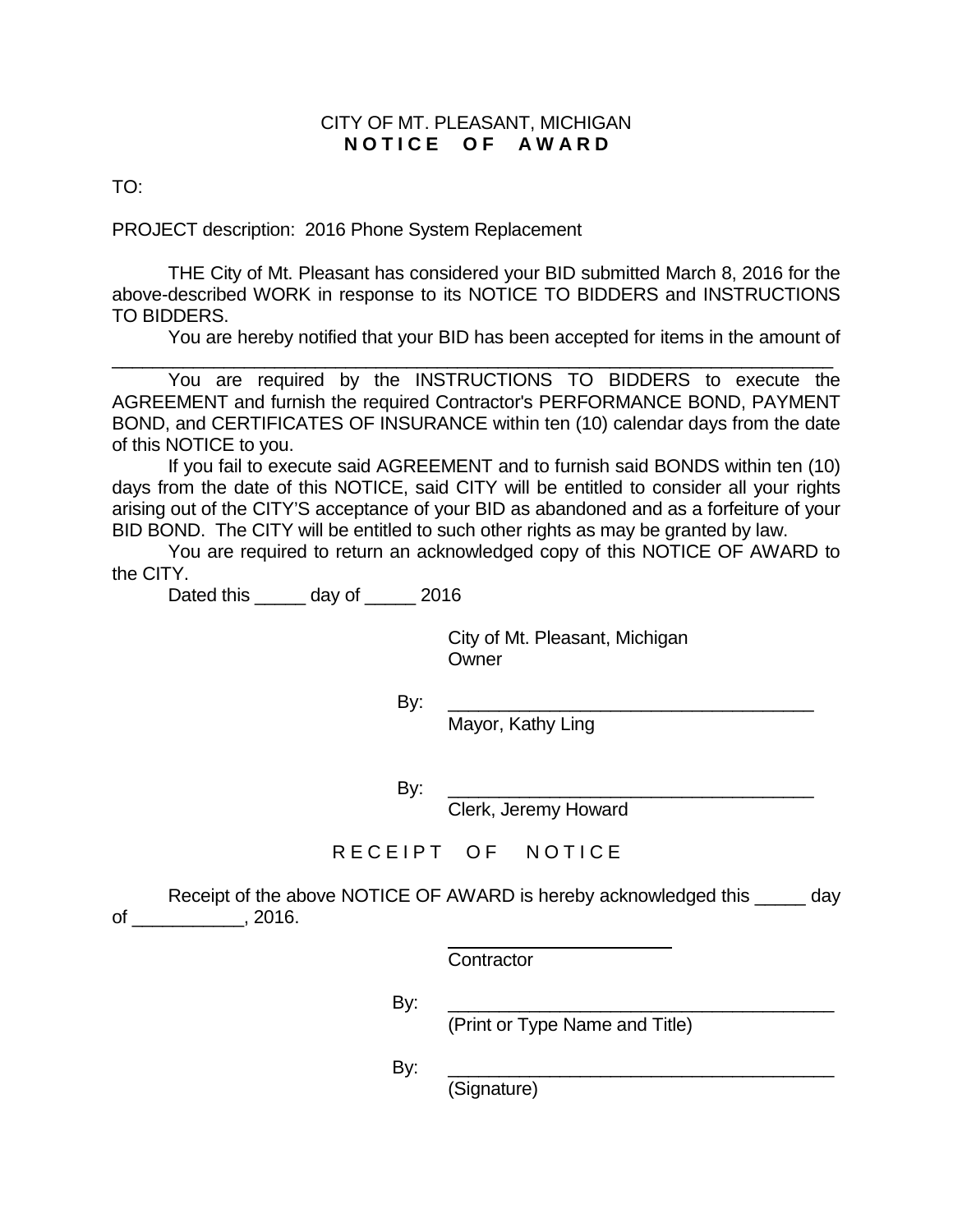CITY OF MT. PLEASANT, MICHIGAN

**N O T I C E   O F   A W A R D**

TO:

PROJECT description: 2016 Phone System Replacement

THE City of Mt. Pleasant has considered your BID submitted March 8, 2016 for the above-described WORK in response to its NOTICE TO BIDDERS and INSTRUCTIONS TO BIDDERS.

You are hereby notified that your BID has been accepted for items in the amount of ______________________________________________________________________

You are required by the INSTRUCTIONS TO BIDDERS to execute the AGREEMENT and furnish the required Contractor's PERFORMANCE BOND, PAYMENT BOND, and CERTIFICATES OF INSURANCE within ten (10) calendar days from the date of this NOTICE to you.

If you fail to execute said AGREEMENT and to furnish said BONDS within ten (10) days from the date of this NOTICE, said CITY will be entitled to consider all your rights arising out of the CITY'S acceptance of your BID as abandoned and as a forfeiture of your BID BOND. The CITY will be entitled to such other rights as may be granted by law.

You are required to return an acknowledged copy of this NOTICE OF AWARD to the CITY.

Dated this _____ day of _____ 2016

City of Mt. Pleasant, Michigan
Owner

By: ____________________________________
Mayor, Kathy Ling

By: ____________________________________
Clerk, Jeremy Howard

R E C E I P T   O F   N O T I C E

Receipt of the above NOTICE OF AWARD is hereby acknowledged this _____ day of ___________, 2016.

______________________
Contractor

By: ______________________________________
(Print or Type Name and Title)

By: ______________________________________
(Signature)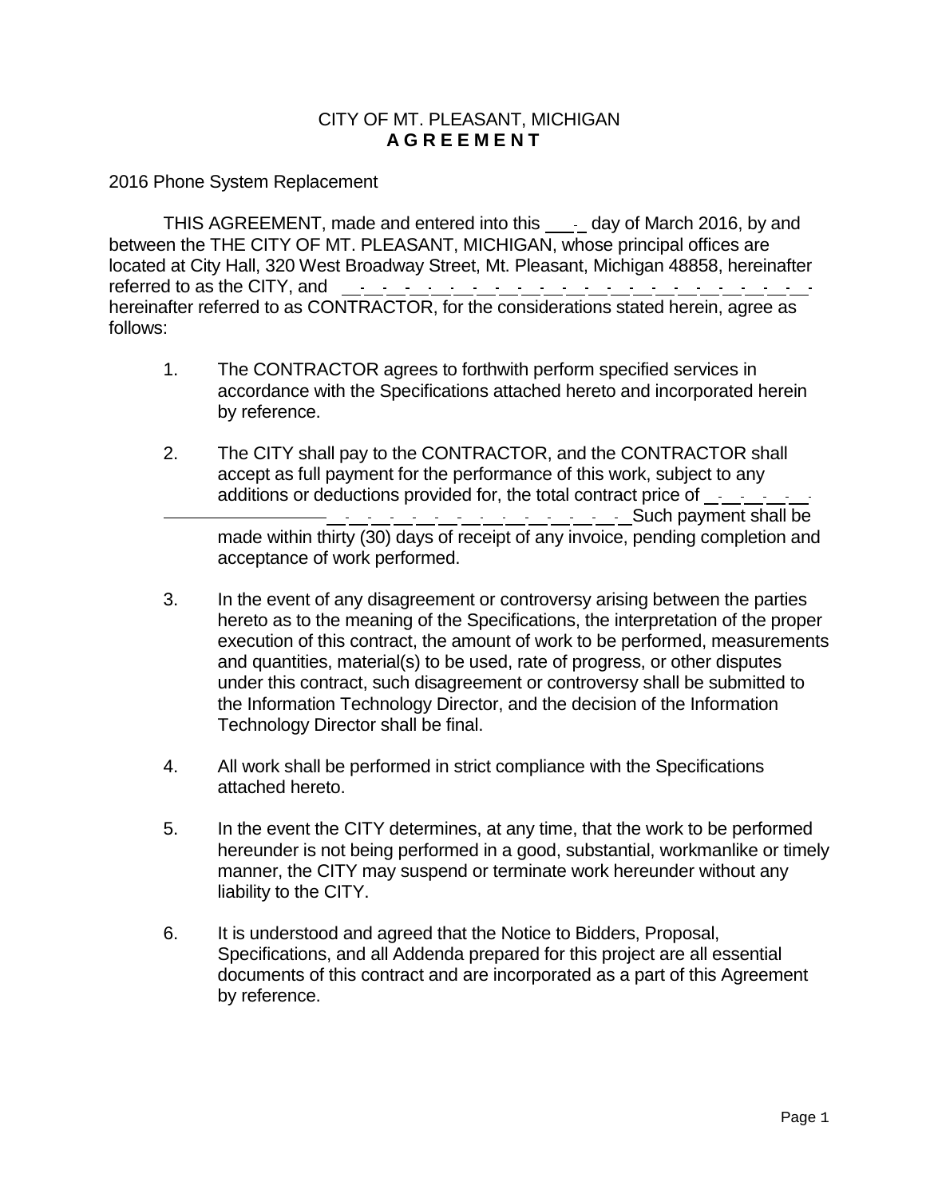CITY OF MT. PLEASANT, MICHIGAN
**A G R E E M E N T**

2016 Phone System Replacement

THIS AGREEMENT, made and entered into this \_\_\_\_ day of March 2016, by and between the THE CITY OF MT. PLEASANT, MICHIGAN, whose principal offices are located at City Hall, 320 West Broadway Street, Mt. Pleasant, Michigan 48858, hereinafter referred to as the CITY, and \_\_\_\_\_\_\_\_\_\_\_\_\_\_\_\_\_\_\_\_\_\_\_\_\_\_\_\_\_\_\_\_\_\_\_\_\_\_\_\_ hereinafter referred to as CONTRACTOR, for the considerations stated herein, agree as follows:

1. The CONTRACTOR agrees to forthwith perform specified services in accordance with the Specifications attached hereto and incorporated herein by reference.

2. The CITY shall pay to the CONTRACTOR, and the CONTRACTOR shall accept as full payment for the performance of this work, subject to any additions or deductions provided for, the total contract price of \_\_\_\_\_\_\_\_\_\_\_\_\_\_\_\_\_\_\_\_\_\_\_\_\_\_\_\_\_\_\_\_\_\_\_\_\_\_\_\_\_\_\_\_\_\_\_\_\_\_ Such payment shall be made within thirty (30) days of receipt of any invoice, pending completion and acceptance of work performed.

3. In the event of any disagreement or controversy arising between the parties hereto as to the meaning of the Specifications, the interpretation of the proper execution of this contract, the amount of work to be performed, measurements and quantities, material(s) to be used, rate of progress, or other disputes under this contract, such disagreement or controversy shall be submitted to the Information Technology Director, and the decision of the Information Technology Director shall be final.

4. All work shall be performed in strict compliance with the Specifications attached hereto.

5. In the event the CITY determines, at any time, that the work to be performed hereunder is not being performed in a good, substantial, workmanlike or timely manner, the CITY may suspend or terminate work hereunder without any liability to the CITY.

6. It is understood and agreed that the Notice to Bidders, Proposal, Specifications, and all Addenda prepared for this project are all essential documents of this contract and are incorporated as a part of this Agreement by reference.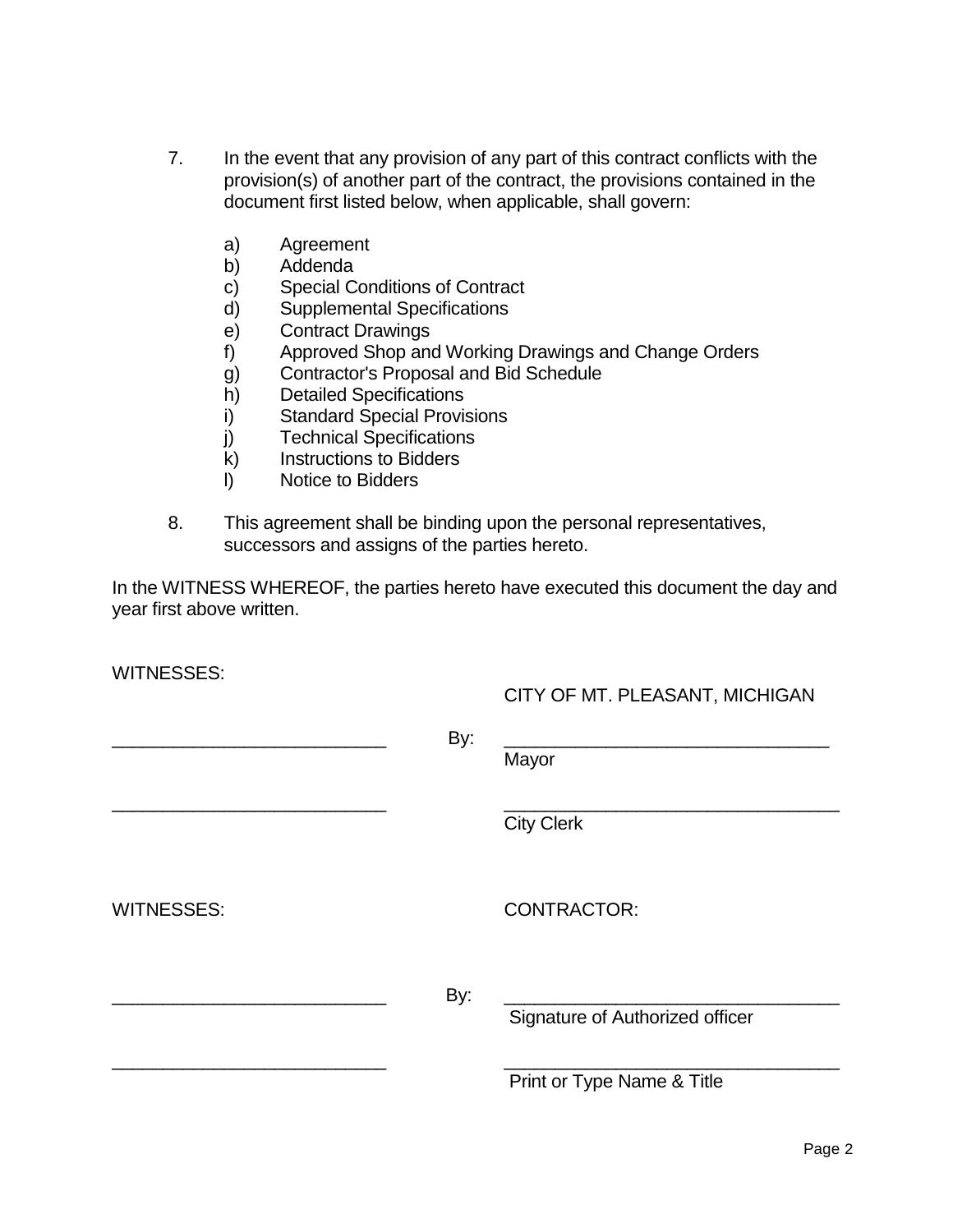7. In the event that any provision of any part of this contract conflicts with the provision(s) of another part of the contract, the provisions contained in the document first listed below, when applicable, shall govern:

   a) Agreement
   b) Addenda
   c) Special Conditions of Contract
   d) Supplemental Specifications
   e) Contract Drawings
   f) Approved Shop and Working Drawings and Change Orders
   g) Contractor's Proposal and Bid Schedule
   h) Detailed Specifications
   i) Standard Special Provisions
   j) Technical Specifications
   k) Instructions to Bidders
   l) Notice to Bidders

8. This agreement shall be binding upon the personal representatives, successors and assigns of the parties hereto.

In the WITNESS WHEREOF, the parties hereto have executed this document the day and year first above written.

WITNESSES:

CITY OF MT. PLEASANT, MICHIGAN

___________________________ By: ________________________________
Mayor

___________________________ ________________________________
City Clerk

WITNESSES:

CONTRACTOR:

___________________________ By: ________________________________
Signature of Authorized officer

___________________________ ________________________________
Print or Type Name & Title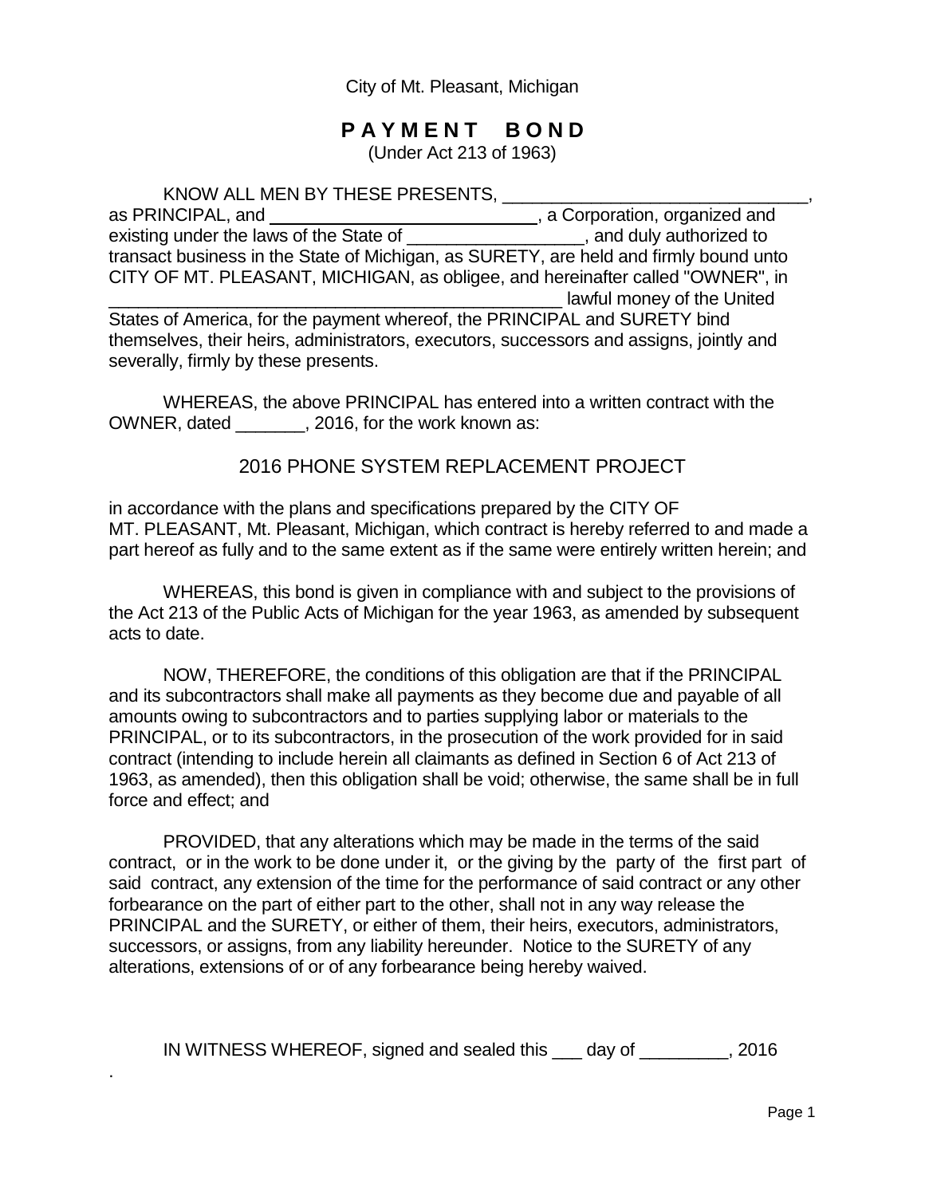City of Mt. Pleasant, Michigan

# P A Y M E N T   B O N D

(Under Act 213 of 1963)

KNOW ALL MEN BY THESE PRESENTS, _______________________________, as PRINCIPAL, and ___________________________, a Corporation, organized and existing under the laws of the State of __________________, and duly authorized to transact business in the State of Michigan, as SURETY, are held and firmly bound unto CITY OF MT. PLEASANT, MICHIGAN, as obligee, and hereinafter called "OWNER", in _________________________________________________ lawful money of the United States of America, for the payment whereof, the PRINCIPAL and SURETY bind themselves, their heirs, administrators, executors, successors and assigns, jointly and severally, firmly by these presents.

WHEREAS, the above PRINCIPAL has entered into a written contract with the OWNER, dated _______, 2016, for the work known as:

2016 PHONE SYSTEM REPLACEMENT PROJECT

in accordance with the plans and specifications prepared by the CITY OF MT. PLEASANT, Mt. Pleasant, Michigan, which contract is hereby referred to and made a part hereof as fully and to the same extent as if the same were entirely written herein; and

WHEREAS, this bond is given in compliance with and subject to the provisions of the Act 213 of the Public Acts of Michigan for the year 1963, as amended by subsequent acts to date.

NOW, THEREFORE, the conditions of this obligation are that if the PRINCIPAL and its subcontractors shall make all payments as they become due and payable of all amounts owing to subcontractors and to parties supplying labor or materials to the PRINCIPAL, or to its subcontractors, in the prosecution of the work provided for in said contract (intending to include herein all claimants as defined in Section 6 of Act 213 of 1963, as amended), then this obligation shall be void; otherwise, the same shall be in full force and effect; and

PROVIDED, that any alterations which may be made in the terms of the said contract, or in the work to be done under it, or the giving by the party of the first part of said contract, any extension of the time for the performance of said contract or any other forbearance on the part of either part to the other, shall not in any way release the PRINCIPAL and the SURETY, or either of them, their heirs, executors, administrators, successors, or assigns, from any liability hereunder. Notice to the SURETY of any alterations, extensions of or of any forbearance being hereby waived.

IN WITNESS WHEREOF, signed and sealed this ___ day of _________, 2016

.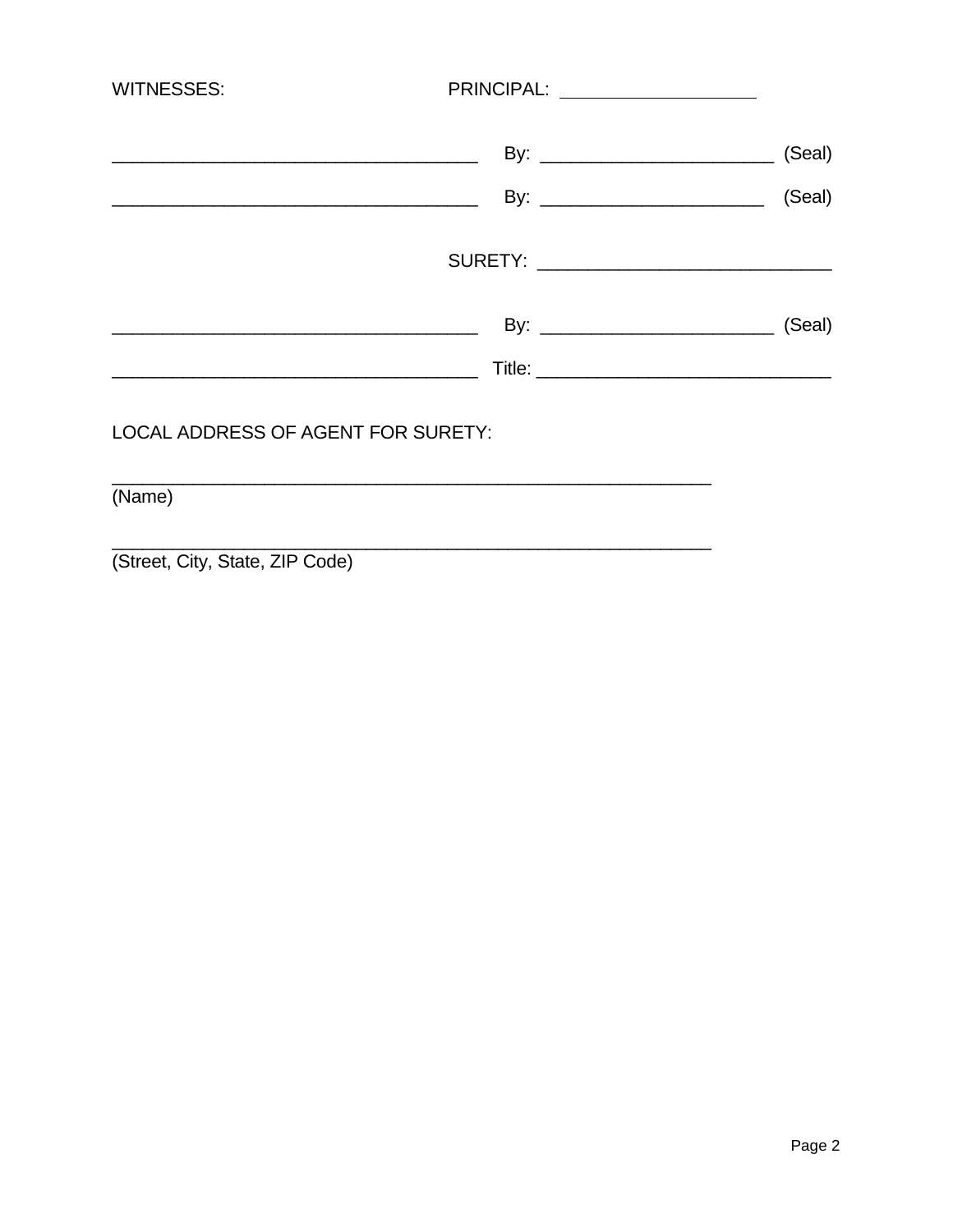| WITNESSES: | PRINCIPAL: ____________________ |
|---|---|
| ____________________________________ | By: _______________________ (Seal) |
| ____________________________________ | By: ______________________ (Seal) |
| | SURETY: ____________________________ |
| ____________________________________ | By: _______________________ (Seal) |
| ____________________________________ | Title: ____________________________ |

LOCAL ADDRESS OF AGENT FOR SURETY:

____________________________________________________________
(Name)

____________________________________________________________
(Street, City, State, ZIP Code)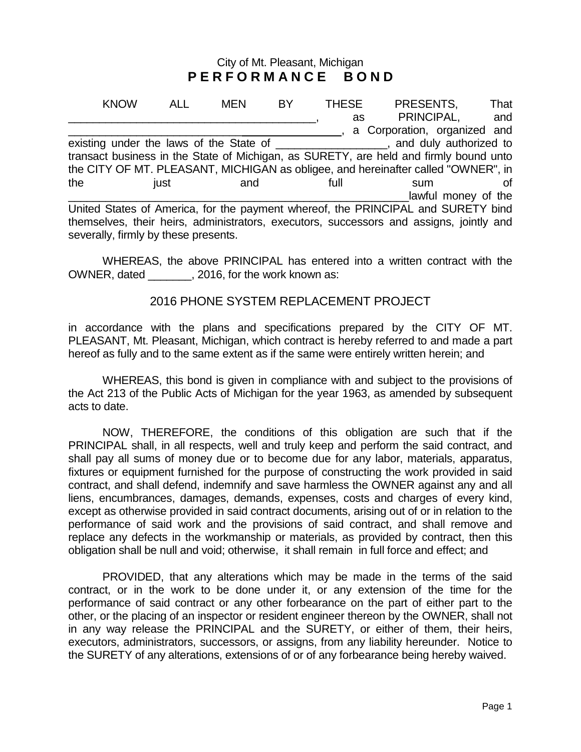City of Mt. Pleasant, Michigan

# PERFORMANCE BOND

KNOW ALL MEN BY THESE PRESENTS, That ________________________________________, as PRINCIPAL, and ________________________________________, a Corporation, organized and existing under the laws of the State of _________________, and duly authorized to transact business in the State of Michigan, as SURETY, are held and firmly bound unto the CITY OF MT. PLEASANT, MICHIGAN as obligee, and hereinafter called "OWNER", in the just and full sum of ________________________________________________________lawful money of the United States of America, for the payment whereof, the PRINCIPAL and SURETY bind themselves, their heirs, administrators, executors, successors and assigns, jointly and severally, firmly by these presents.

WHEREAS, the above PRINCIPAL has entered into a written contract with the OWNER, dated _______, 2016, for the work known as:

2016 PHONE SYSTEM REPLACEMENT PROJECT

in accordance with the plans and specifications prepared by the CITY OF MT. PLEASANT, Mt. Pleasant, Michigan, which contract is hereby referred to and made a part hereof as fully and to the same extent as if the same were entirely written herein; and

WHEREAS, this bond is given in compliance with and subject to the provisions of the Act 213 of the Public Acts of Michigan for the year 1963, as amended by subsequent acts to date.

NOW, THEREFORE, the conditions of this obligation are such that if the PRINCIPAL shall, in all respects, well and truly keep and perform the said contract, and shall pay all sums of money due or to become due for any labor, materials, apparatus, fixtures or equipment furnished for the purpose of constructing the work provided in said contract, and shall defend, indemnify and save harmless the OWNER against any and all liens, encumbrances, damages, demands, expenses, costs and charges of every kind, except as otherwise provided in said contract documents, arising out of or in relation to the performance of said work and the provisions of said contract, and shall remove and replace any defects in the workmanship or materials, as provided by contract, then this obligation shall be null and void; otherwise, it shall remain in full force and effect; and

PROVIDED, that any alterations which may be made in the terms of the said contract, or in the work to be done under it, or any extension of the time for the performance of said contract or any other forbearance on the part of either part to the other, or the placing of an inspector or resident engineer thereon by the OWNER, shall not in any way release the PRINCIPAL and the SURETY, or either of them, their heirs, executors, administrators, successors, or assigns, from any liability hereunder. Notice to the SURETY of any alterations, extensions of or of any forbearance being hereby waived.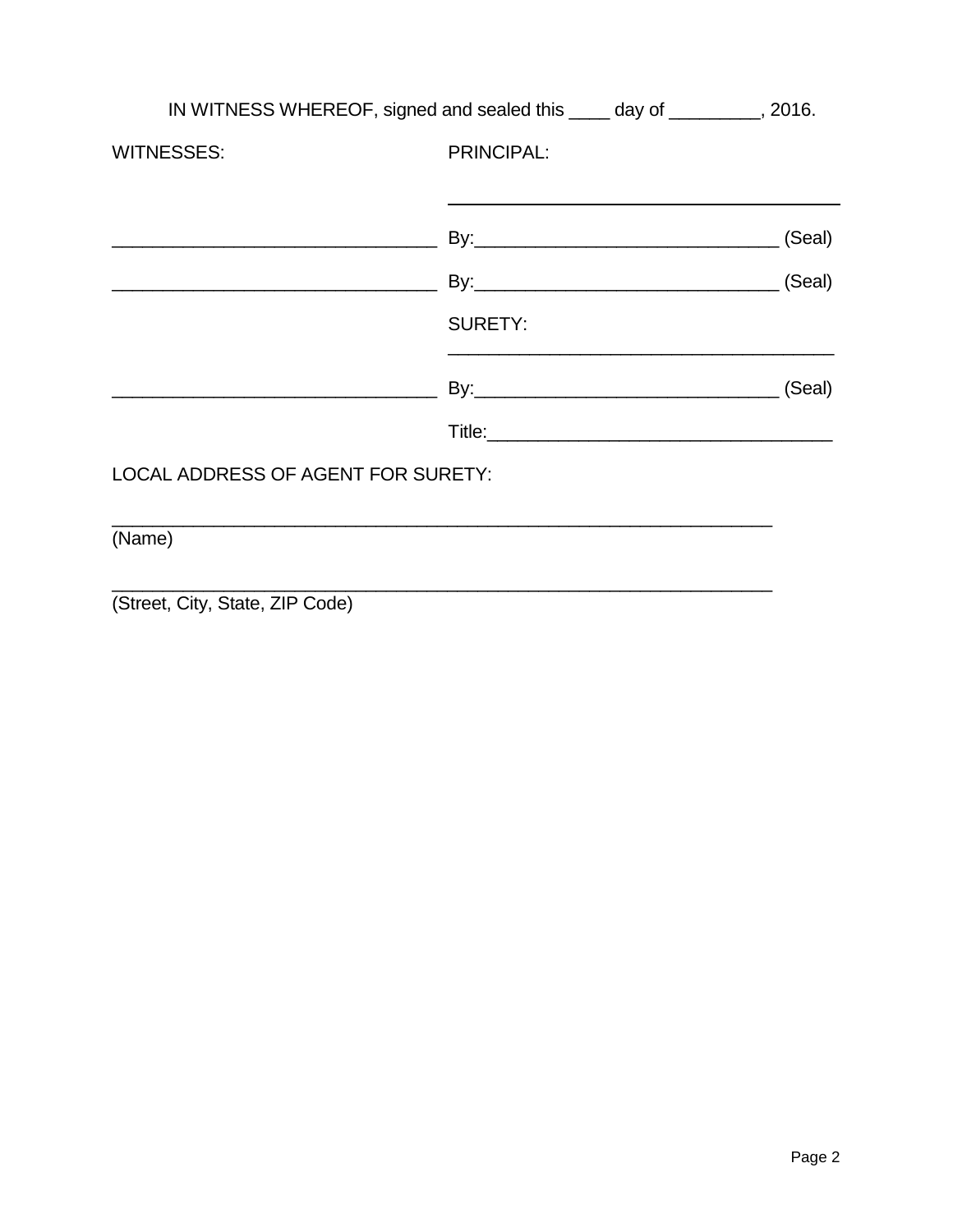IN WITNESS WHEREOF, signed and sealed this ____ day of _________, 2016.

| WITNESSES: | PRINCIPAL: |
| --- | --- |
| | _______________________________________ |
| ________________________________ | By:______________________________ (Seal) |
| ________________________________ | By:______________________________ (Seal) |
| | SURETY: |
| | _______________________________________ |
| ________________________________ | By:______________________________ (Seal) |
| | Title:__________________________________ |

LOCAL ADDRESS OF AGENT FOR SURETY:

_________________________________________________________________
(Name)

_________________________________________________________________
(Street, City, State, ZIP Code)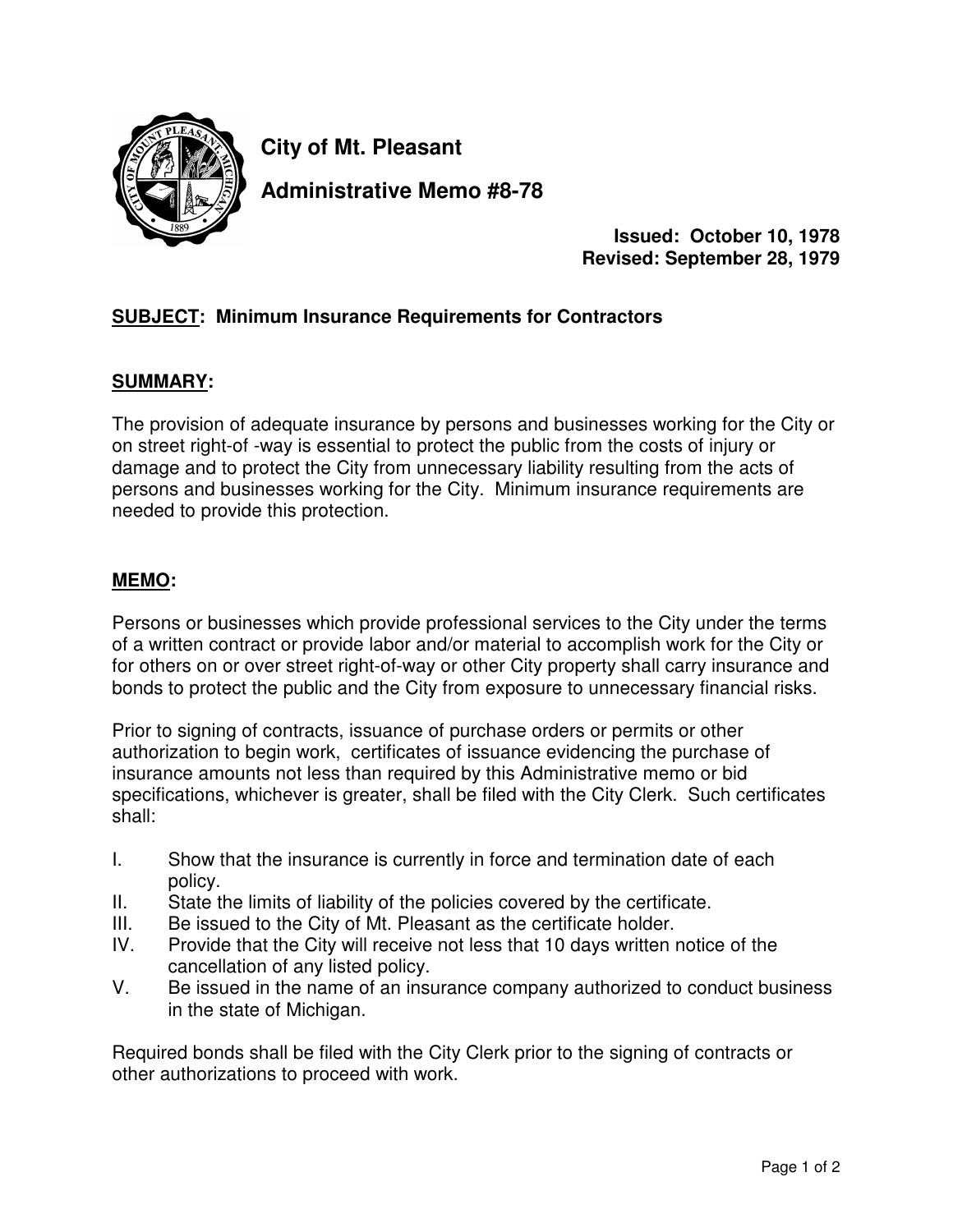# City of Mt. Pleasant

## Administrative Memo #8-78

**Issued: October 10, 1978**
**Revised: September 28, 1979**

**SUBJECT: Minimum Insurance Requirements for Contractors**

**SUMMARY:**

The provision of adequate insurance by persons and businesses working for the City or on street right-of -way is essential to protect the public from the costs of injury or damage and to protect the City from unnecessary liability resulting from the acts of persons and businesses working for the City. Minimum insurance requirements are needed to provide this protection.

**MEMO:**

Persons or businesses which provide professional services to the City under the terms of a written contract or provide labor and/or material to accomplish work for the City or for others on or over street right-of-way or other City property shall carry insurance and bonds to protect the public and the City from exposure to unnecessary financial risks.

Prior to signing of contracts, issuance of purchase orders or permits or other authorization to begin work, certificates of issuance evidencing the purchase of insurance amounts not less than required by this Administrative memo or bid specifications, whichever is greater, shall be filed with the City Clerk. Such certificates shall:

I. Show that the insurance is currently in force and termination date of each policy.
II. State the limits of liability of the policies covered by the certificate.
III. Be issued to the City of Mt. Pleasant as the certificate holder.
IV. Provide that the City will receive not less that 10 days written notice of the cancellation of any listed policy.
V. Be issued in the name of an insurance company authorized to conduct business in the state of Michigan.

Required bonds shall be filed with the City Clerk prior to the signing of contracts or other authorizations to proceed with work.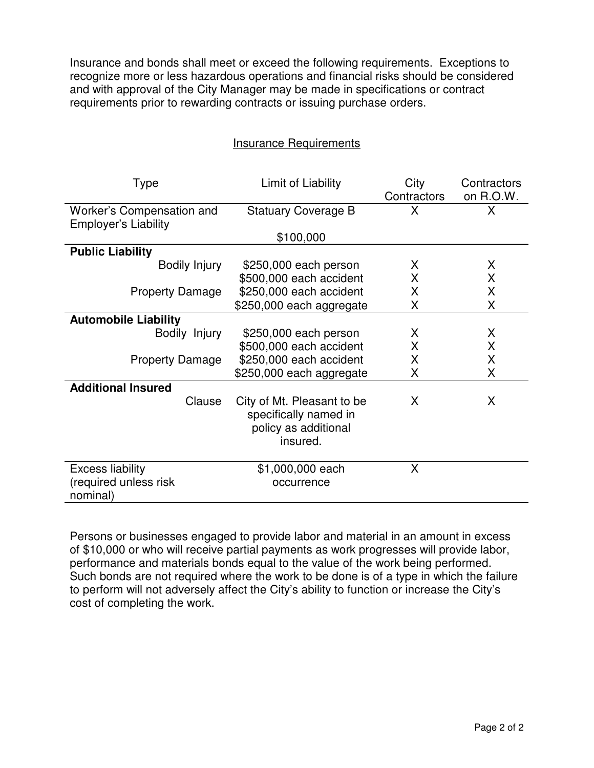Insurance and bonds shall meet or exceed the following requirements. Exceptions to recognize more or less hazardous operations and financial risks should be considered and with approval of the City Manager may be made in specifications or contract requirements prior to rewarding contracts or issuing purchase orders.

## Insurance Requirements

| Type | Limit of Liability | City Contractors | Contractors on R.O.W. |
|---|---|---|---|
| Worker's Compensation and Employer's Liability | Statuary Coverage B | X | X |
| | $100,000 | | |
| **Public Liability** | | | |
| Bodily Injury | $250,000 each person | X | X |
| | $500,000 each accident | X | X |
| Property Damage | $250,000 each accident | X | X |
| | $250,000 each aggregate | X | X |
| **Automobile Liability** | | | |
| Bodily Injury | $250,000 each person | X | X |
| | $500,000 each accident | X | X |
| Property Damage | $250,000 each accident | X | X |
| | $250,000 each aggregate | X | X |
| **Additional Insured** | | | |
| Clause | City of Mt. Pleasant to be specifically named in policy as additional insured. | X | X |
| Excess liability (required unless risk nominal) | $1,000,000 each occurrence | X | |

Persons or businesses engaged to provide labor and material in an amount in excess of $10,000 or who will receive partial payments as work progresses will provide labor, performance and materials bonds equal to the value of the work being performed. Such bonds are not required where the work to be done is of a type in which the failure to perform will not adversely affect the City's ability to function or increase the City's cost of completing the work.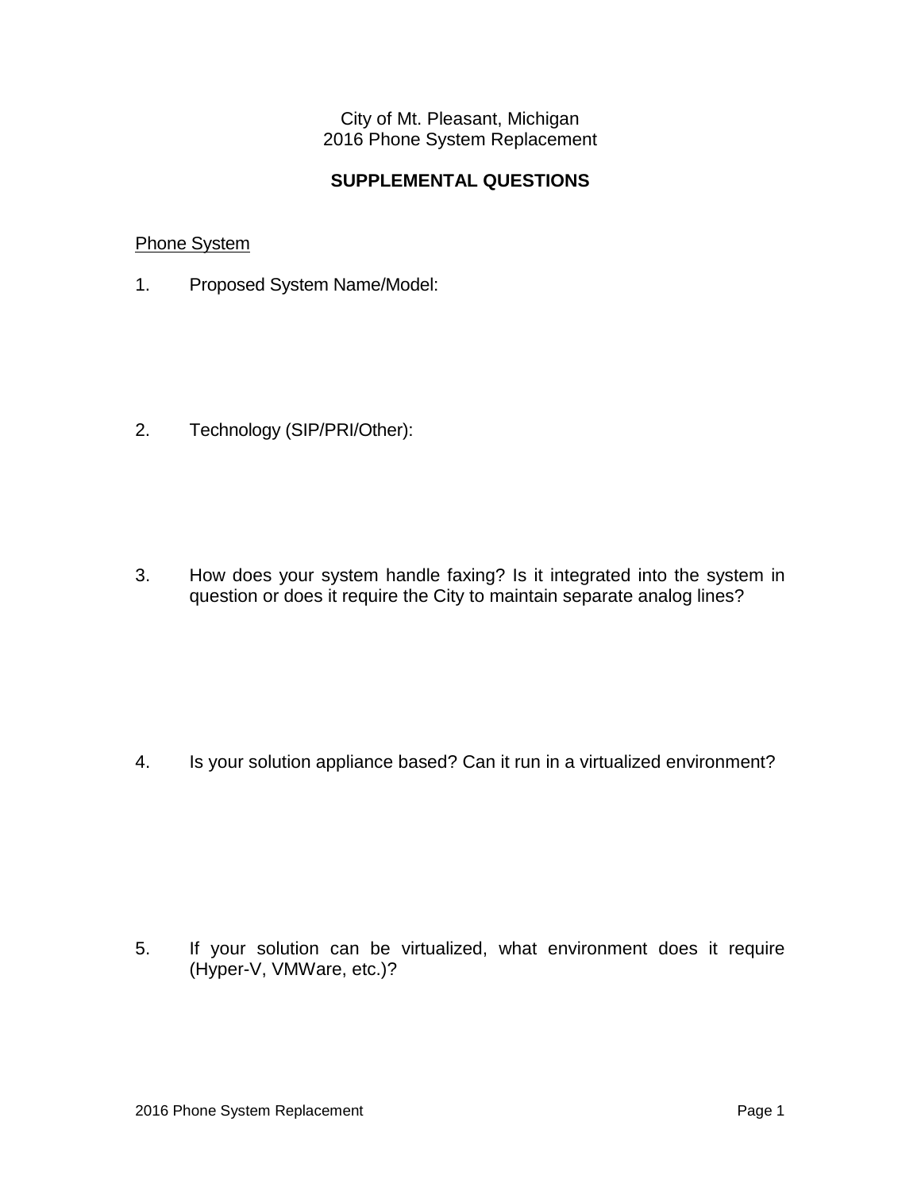City of Mt. Pleasant, Michigan
2016 Phone System Replacement

## SUPPLEMENTAL QUESTIONS

Phone System

1. Proposed System Name/Model:

2. Technology (SIP/PRI/Other):

3. How does your system handle faxing? Is it integrated into the system in question or does it require the City to maintain separate analog lines?

4. Is your solution appliance based? Can it run in a virtualized environment?

5. If your solution can be virtualized, what environment does it require (Hyper-V, VMWare, etc.)?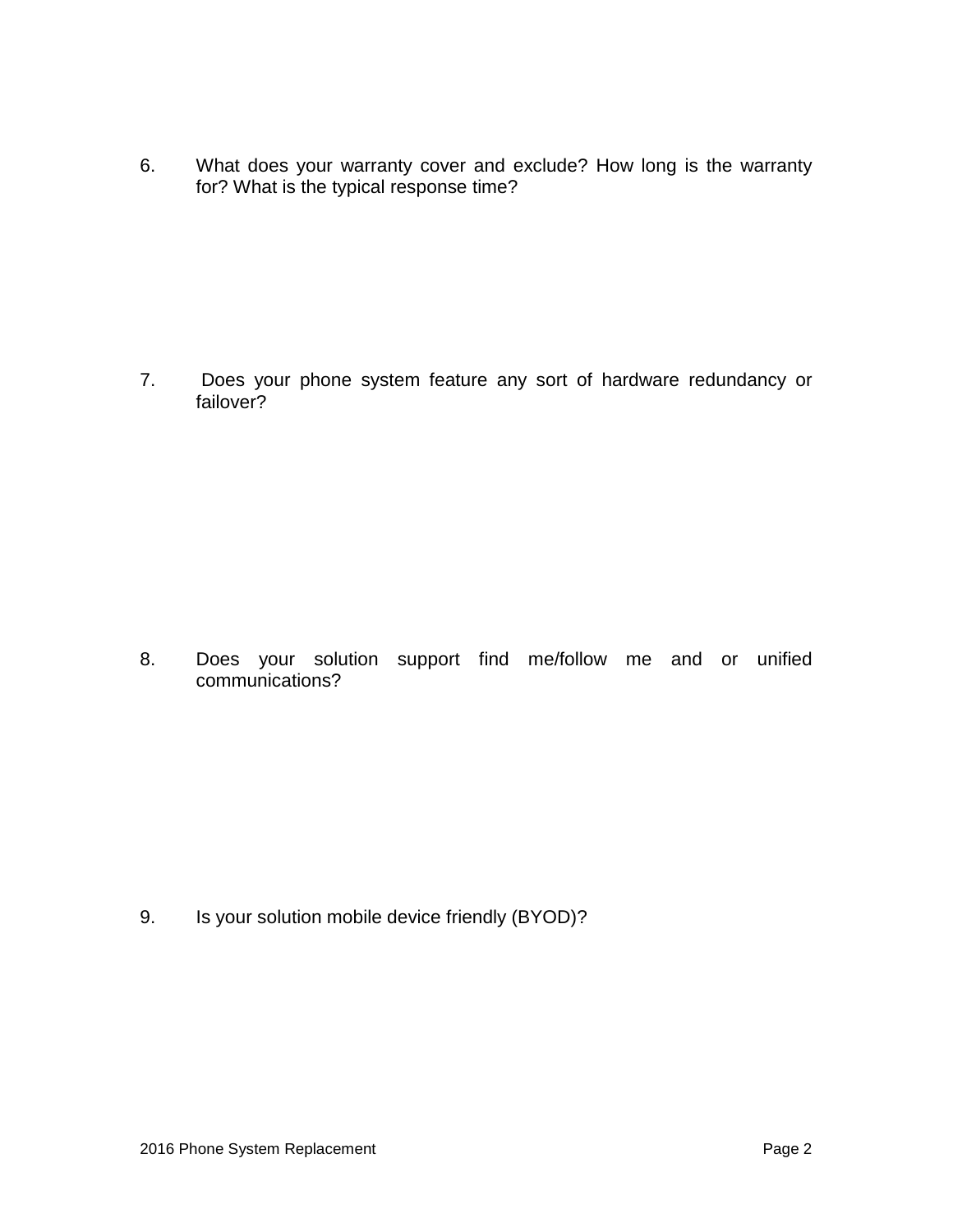6. What does your warranty cover and exclude? How long is the warranty for? What is the typical response time?

7. Does your phone system feature any sort of hardware redundancy or failover?

8. Does your solution support find me/follow me and or unified communications?

9. Is your solution mobile device friendly (BYOD)?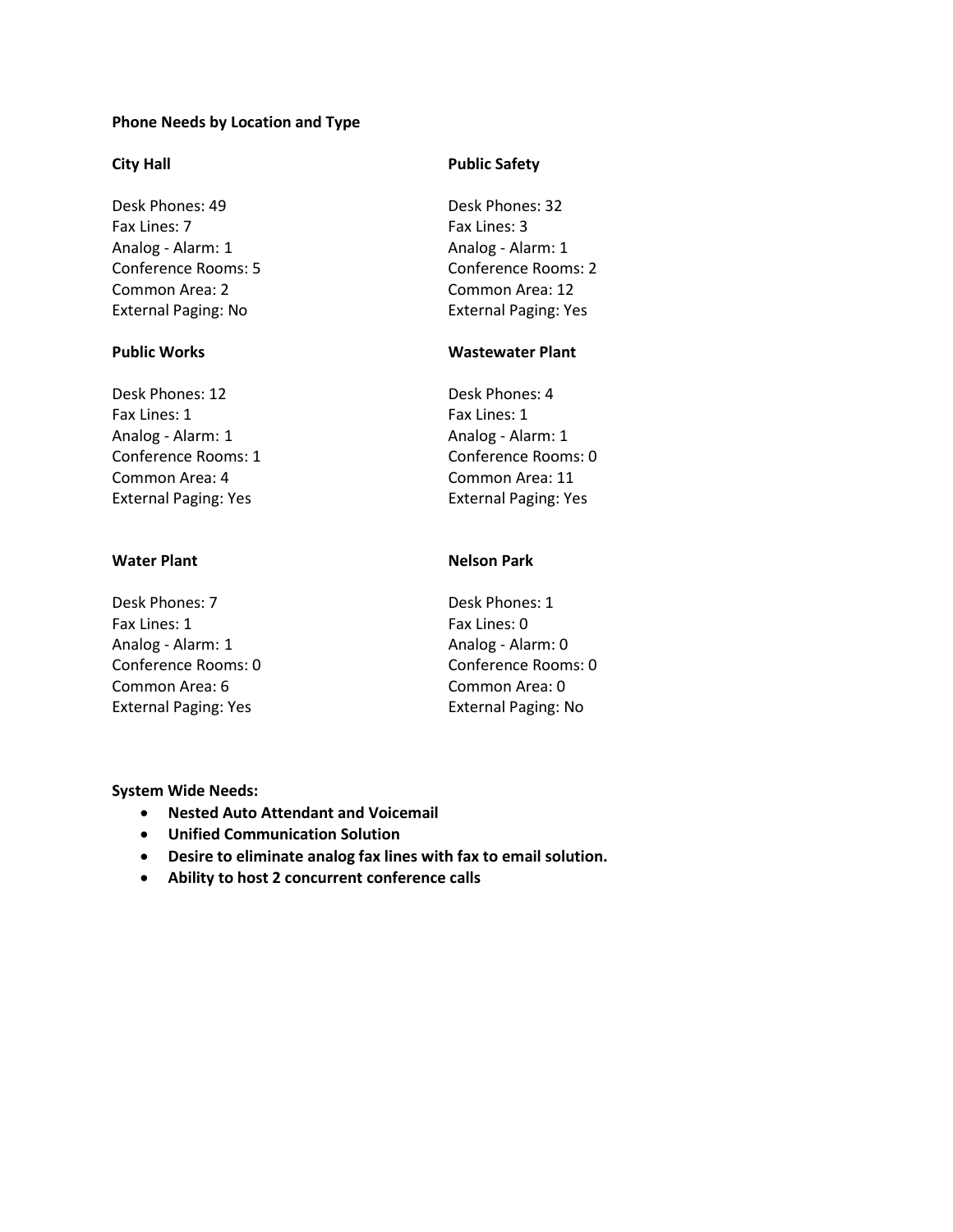**Phone Needs by Location and Type**

**City Hall**

Desk Phones: 49
Fax Lines: 7
Analog - Alarm: 1
Conference Rooms: 5
Common Area: 2
External Paging: No

**Public Safety**

Desk Phones: 32
Fax Lines: 3
Analog - Alarm: 1
Conference Rooms: 2
Common Area: 12
External Paging: Yes

**Public Works**

Desk Phones: 12
Fax Lines: 1
Analog - Alarm: 1
Conference Rooms: 1
Common Area: 4
External Paging: Yes

**Wastewater Plant**

Desk Phones: 4
Fax Lines: 1
Analog - Alarm: 1
Conference Rooms: 0
Common Area: 11
External Paging: Yes

**Water Plant**

Desk Phones: 7
Fax Lines: 1
Analog - Alarm: 1
Conference Rooms: 0
Common Area: 6
External Paging: Yes

**Nelson Park**

Desk Phones: 1
Fax Lines: 0
Analog - Alarm: 0
Conference Rooms: 0
Common Area: 0
External Paging: No

**System Wide Needs:**

- **Nested Auto Attendant and Voicemail**
- **Unified Communication Solution**
- **Desire to eliminate analog fax lines with fax to email solution.**
- **Ability to host 2 concurrent conference calls**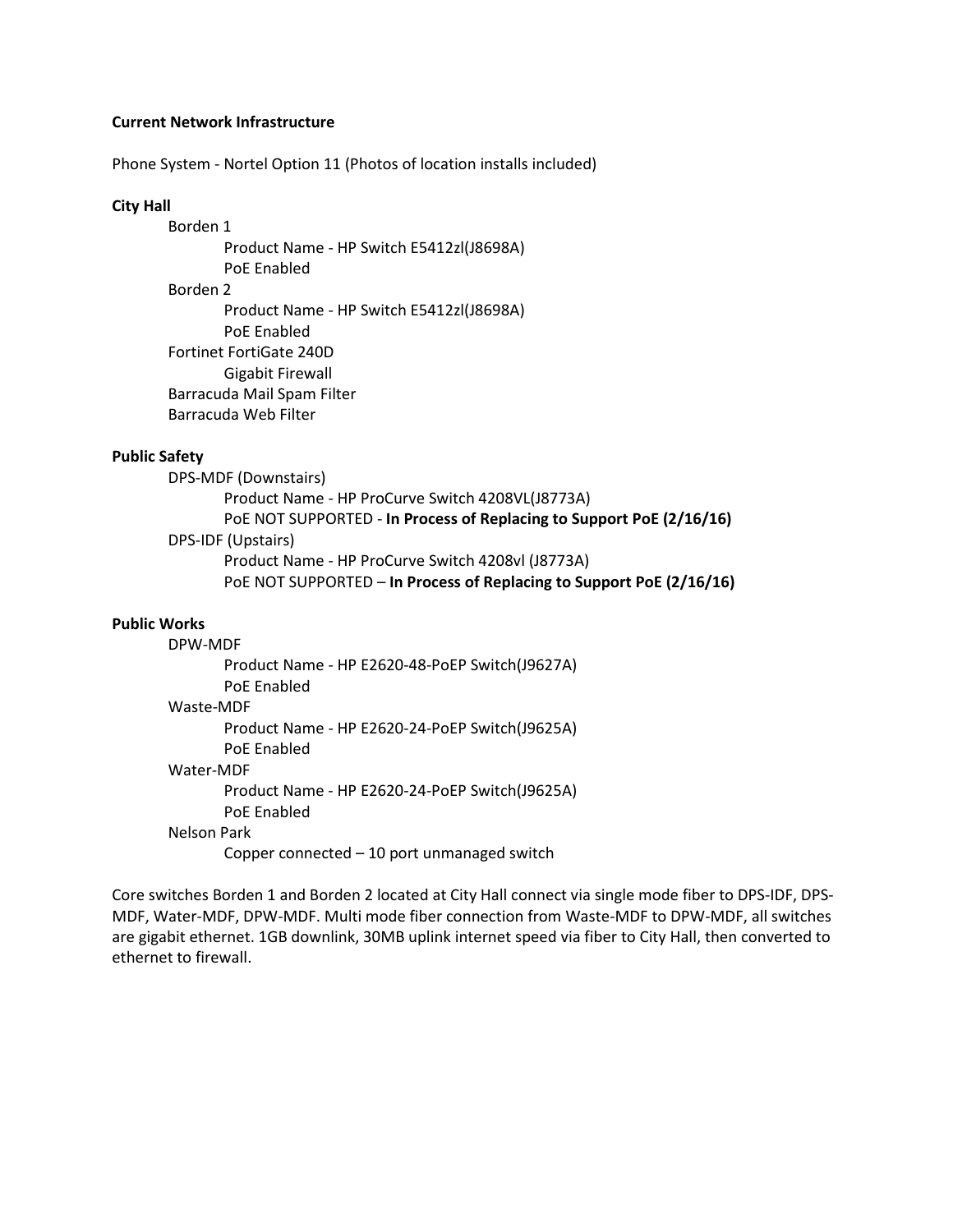**Current Network Infrastructure**

Phone System - Nortel Option 11 (Photos of location installs included)

**City Hall**

- Borden 1
  - Product Name - HP Switch E5412zl(J8698A)
  - PoE Enabled
- Borden 2
  - Product Name - HP Switch E5412zl(J8698A)
  - PoE Enabled
- Fortinet FortiGate 240D
  - Gigabit Firewall
- Barracuda Mail Spam Filter
- Barracuda Web Filter

**Public Safety**

- DPS-MDF (Downstairs)
  - Product Name - HP ProCurve Switch 4208VL(J8773A)
  - PoE NOT SUPPORTED - **In Process of Replacing to Support PoE (2/16/16)**
- DPS-IDF (Upstairs)
  - Product Name - HP ProCurve Switch 4208vl (J8773A)
  - PoE NOT SUPPORTED – **In Process of Replacing to Support PoE (2/16/16)**

**Public Works**

- DPW-MDF
  - Product Name - HP E2620-48-PoEP Switch(J9627A)
  - PoE Enabled
- Waste-MDF
  - Product Name - HP E2620-24-PoEP Switch(J9625A)
  - PoE Enabled
- Water-MDF
  - Product Name - HP E2620-24-PoEP Switch(J9625A)
  - PoE Enabled
- Nelson Park
  - Copper connected – 10 port unmanaged switch

Core switches Borden 1 and Borden 2 located at City Hall connect via single mode fiber to DPS-IDF, DPS-MDF, Water-MDF, DPW-MDF. Multi mode fiber connection from Waste-MDF to DPW-MDF, all switches are gigabit ethernet. 1GB downlink, 30MB uplink internet speed via fiber to City Hall, then converted to ethernet to firewall.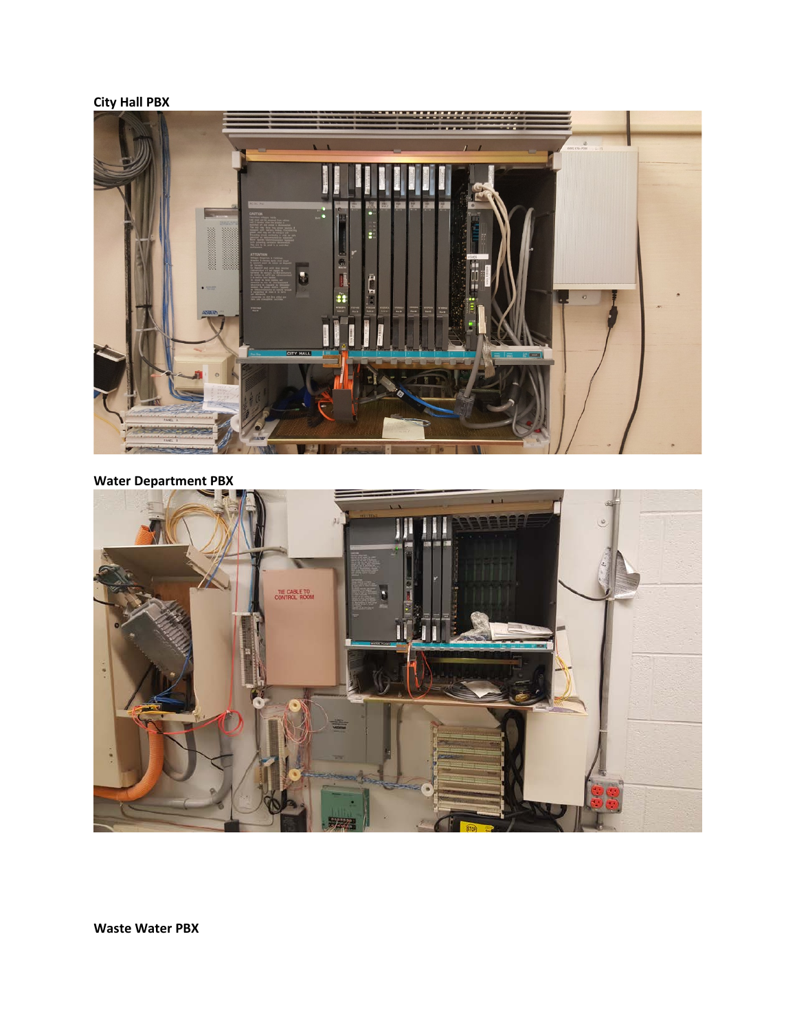**City Hall PBX**

**Water Department PBX**

**Waste Water PBX**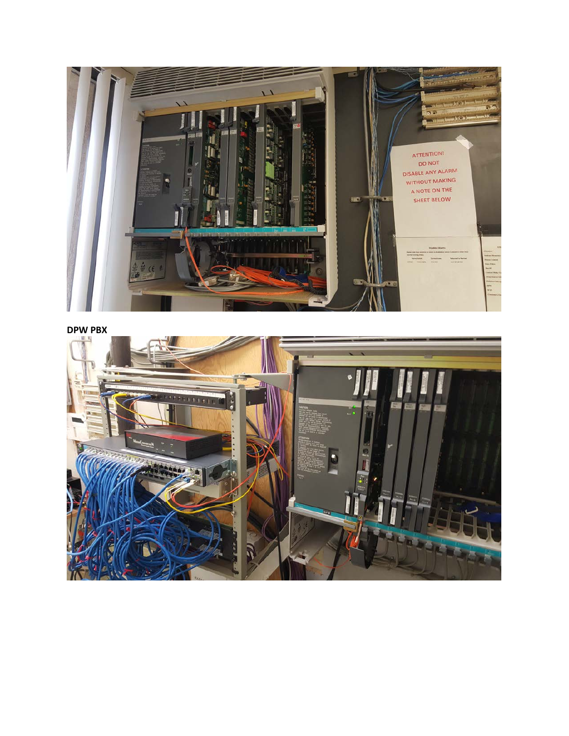**DPW PBX**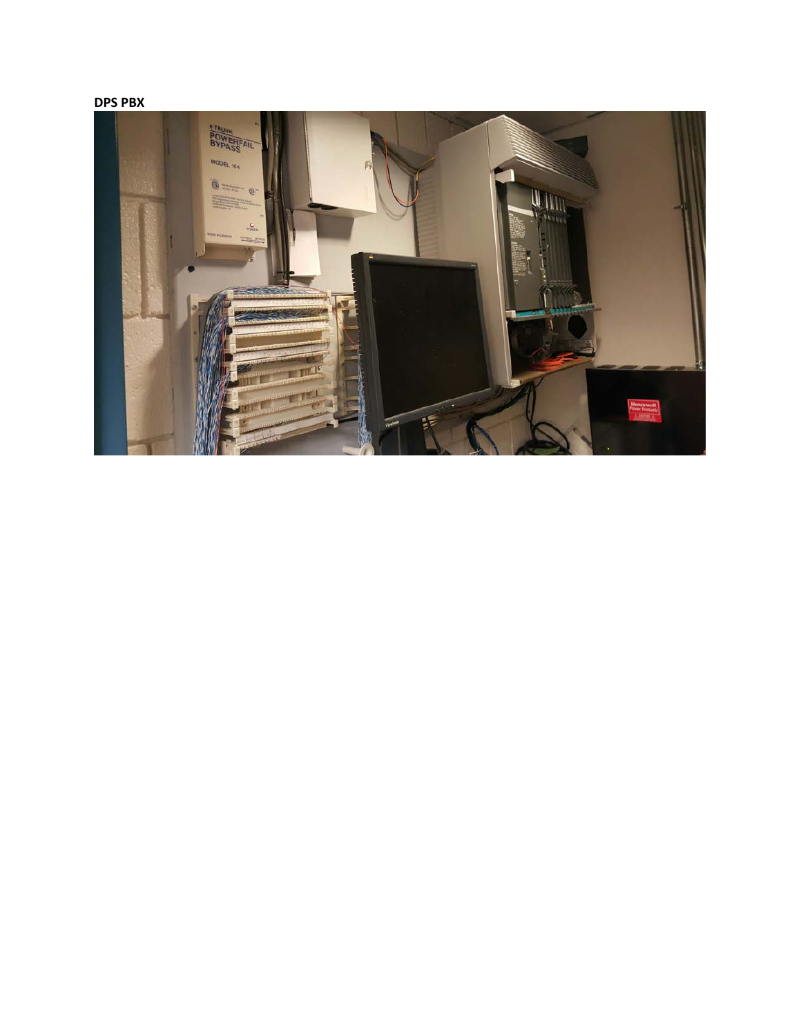**DPS PBX**